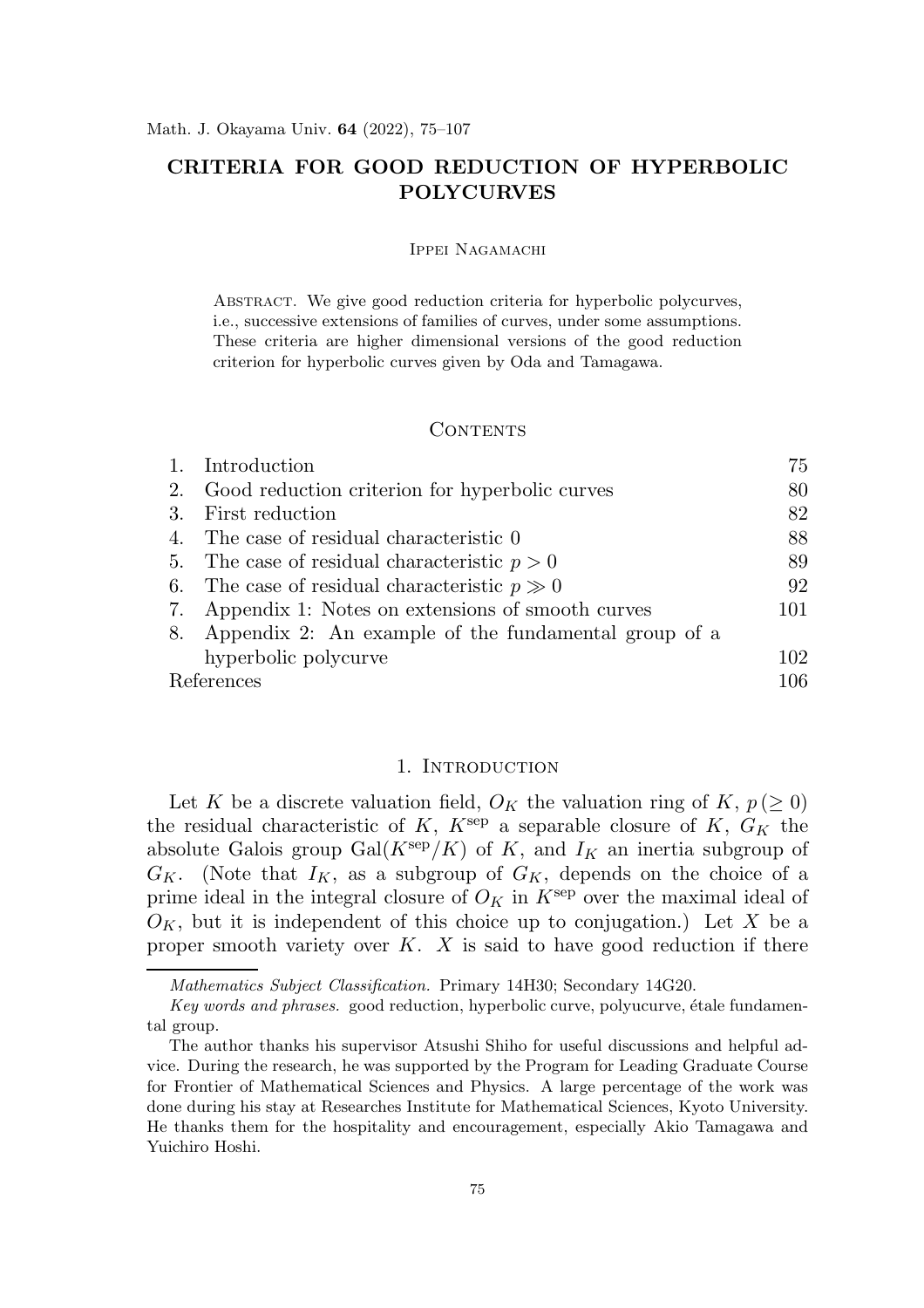# CRITERIA FOR GOOD REDUCTION OF HYPERBOLIC POLYCURVES

Ippei Nagamachi

Abstract. We give good reduction criteria for hyperbolic polycurves, i.e., successive extensions of families of curves, under some assumptions. These criteria are higher dimensional versions of the good reduction criterion for hyperbolic curves given by Oda and Tamagawa.

## Contents

| | | |
|---|---|---|
| 1. | Introduction | 75 |
| 2. | Good reduction criterion for hyperbolic curves | 80 |
| 3. | First reduction | 82 |
| 4. | The case of residual characteristic 0 | 88 |
| 5. | The case of residual characteristic $p > 0$ | 89 |
| 6. | The case of residual characteristic $p \gg 0$ | 92 |
| 7. | Appendix 1: Notes on extensions of smooth curves | 101 |
| 8. | Appendix 2: An example of the fundamental group of a hyperbolic polycurve | 102 |
| | References | 106 |

## 1. Introduction

Let $K$ be a discrete valuation field, $O_K$ the valuation ring of $K$, $p\,(\geq 0)$ the residual characteristic of $K$, $K^{\mathrm{sep}}$ a separable closure of $K$, $G_K$ the absolute Galois group $\mathrm{Gal}(K^{\mathrm{sep}}/K)$ of $K$, and $I_K$ an inertia subgroup of $G_K$. (Note that $I_K$, as a subgroup of $G_K$, depends on the choice of a prime ideal in the integral closure of $O_K$ in $K^{\mathrm{sep}}$ over the maximal ideal of $O_K$, but it is independent of this choice up to conjugation.) Let $X$ be a proper smooth variety over $K$. $X$ is said to have good reduction if there

---

*Mathematics Subject Classification.* Primary 14H30; Secondary 14G20.

*Key words and phrases.* good reduction, hyperbolic curve, polyucurve, étale fundamental group.

The author thanks his supervisor Atsushi Shiho for useful discussions and helpful advice. During the research, he was supported by the Program for Leading Graduate Course for Frontier of Mathematical Sciences and Physics. A large percentage of the work was done during his stay at Researches Institute for Mathematical Sciences, Kyoto University. He thanks them for the hospitality and encouragement, especially Akio Tamagawa and Yuichiro Hoshi.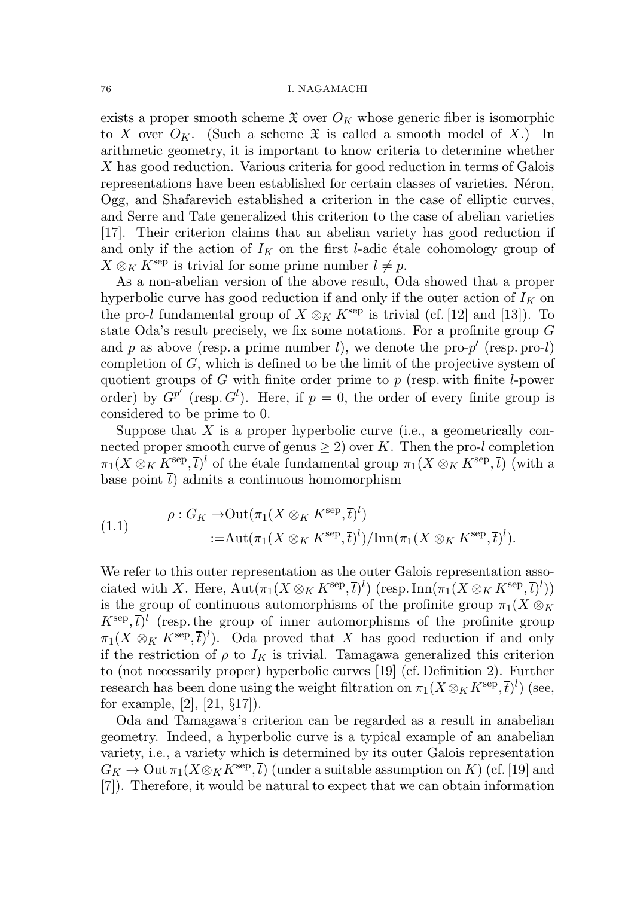exists a proper smooth scheme $\mathfrak{X}$ over $O_K$ whose generic fiber is isomorphic to $X$ over $O_K$. (Such a scheme $\mathfrak{X}$ is called a smooth model of $X$.) In arithmetic geometry, it is important to know criteria to determine whether $X$ has good reduction. Various criteria for good reduction in terms of Galois representations have been established for certain classes of varieties. Néron, Ogg, and Shafarevich established a criterion in the case of elliptic curves, and Serre and Tate generalized this criterion to the case of abelian varieties [17]. Their criterion claims that an abelian variety has good reduction if and only if the action of $I_K$ on the first $l$-adic étale cohomology group of $X \otimes_K K^{\text{sep}}$ is trivial for some prime number $l \neq p$.

As a non-abelian version of the above result, Oda showed that a proper hyperbolic curve has good reduction if and only if the outer action of $I_K$ on the pro-$l$ fundamental group of $X \otimes_K K^{\text{sep}}$ is trivial (cf. [12] and [13]). To state Oda's result precisely, we fix some notations. For a profinite group $G$ and $p$ as above (resp. a prime number $l$), we denote the pro-$p'$ (resp. pro-$l$) completion of $G$, which is defined to be the limit of the projective system of quotient groups of $G$ with finite order prime to $p$ (resp. with finite $l$-power order) by $G^{p'}$ (resp. $G^l$). Here, if $p = 0$, the order of every finite group is considered to be prime to 0.

Suppose that $X$ is a proper hyperbolic curve (i.e., a geometrically connected proper smooth curve of genus $\geq 2$) over $K$. Then the pro-$l$ completion $\pi_1(X \otimes_K K^{\text{sep}}, \overline{t})^l$ of the étale fundamental group $\pi_1(X \otimes_K K^{\text{sep}}, \overline{t})$ (with a base point $\overline{t}$) admits a continuous homomorphism

$$
\begin{aligned}
\rho : G_K \to & \operatorname{Out}(\pi_1(X \otimes_K K^{\text{sep}}, \overline{t})^l) \\
:= & \operatorname{Aut}(\pi_1(X \otimes_K K^{\text{sep}}, \overline{t})^l)/\operatorname{Inn}(\pi_1(X \otimes_K K^{\text{sep}}, \overline{t})^l).
\end{aligned}
\tag{1.1}
$$

We refer to this outer representation as the outer Galois representation associated with $X$. Here, $\operatorname{Aut}(\pi_1(X \otimes_K K^{\text{sep}}, \overline{t})^l)$ (resp. $\operatorname{Inn}(\pi_1(X \otimes_K K^{\text{sep}}, \overline{t})^l)$) is the group of continuous automorphisms of the profinite group $\pi_1(X \otimes_K K^{\text{sep}}, \overline{t})^l$ (resp. the group of inner automorphisms of the profinite group $\pi_1(X \otimes_K K^{\text{sep}}, \overline{t})^l$). Oda proved that $X$ has good reduction if and only if the restriction of $\rho$ to $I_K$ is trivial. Tamagawa generalized this criterion to (not necessarily proper) hyperbolic curves [19] (cf. Definition 2). Further research has been done using the weight filtration on $\pi_1(X \otimes_K K^{\text{sep}}, \overline{t})^l$ (see, for example, [2], [21, §17]).

Oda and Tamagawa's criterion can be regarded as a result in anabelian geometry. Indeed, a hyperbolic curve is a typical example of an anabelian variety, i.e., a variety which is determined by its outer Galois representation $G_K \to \operatorname{Out} \pi_1(X \otimes_K K^{\text{sep}}, \overline{t})$ (under a suitable assumption on $K$) (cf. [19] and [7]). Therefore, it would be natural to expect that we can obtain information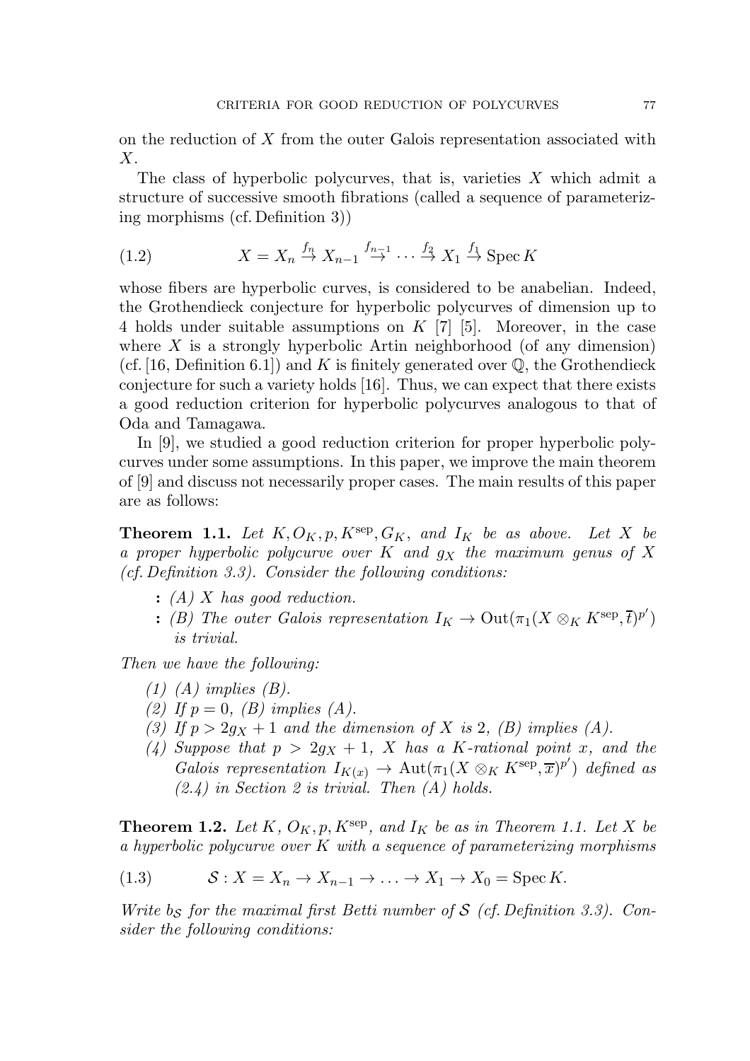on the reduction of $X$ from the outer Galois representation associated with $X$.

The class of hyperbolic polycurves, that is, varieties $X$ which admit a structure of successive smooth fibrations (called a sequence of parameterizing morphisms (cf. Definition 3))

$$X = X_n \xrightarrow{f_n} X_{n-1} \xrightarrow{f_{n-1}} \cdots \xrightarrow{f_2} X_1 \xrightarrow{f_1} \operatorname{Spec} K \tag{1.2}$$

whose fibers are hyperbolic curves, is considered to be anabelian. Indeed, the Grothendieck conjecture for hyperbolic polycurves of dimension up to 4 holds under suitable assumptions on $K$ [7] [5]. Moreover, in the case where $X$ is a strongly hyperbolic Artin neighborhood (of any dimension) (cf. [16, Definition 6.1]) and $K$ is finitely generated over $\mathbb{Q}$, the Grothendieck conjecture for such a variety holds [16]. Thus, we can expect that there exists a good reduction criterion for hyperbolic polycurves analogous to that of Oda and Tamagawa.

In [9], we studied a good reduction criterion for proper hyperbolic polycurves under some assumptions. In this paper, we improve the main theorem of [9] and discuss not necessarily proper cases. The main results of this paper are as follows:

**Theorem 1.1.** *Let $K, O_K, p, K^{\mathrm{sep}}, G_K$, and $I_K$ be as above. Let $X$ be a proper hyperbolic polycurve over $K$ and $g_X$ the maximum genus of $X$ (cf. Definition 3.3). Consider the following conditions:*

- *(A) $X$ has good reduction.*
- *(B) The outer Galois representation $I_K \to \mathrm{Out}(\pi_1(X \otimes_K K^{\mathrm{sep}}, \overline{t})^{p'})$ is trivial.*

*Then we have the following:*

1. *(A) implies (B).*
2. *If $p = 0$, (B) implies (A).*
3. *If $p > 2g_X + 1$ and the dimension of $X$ is 2, (B) implies (A).*
4. *Suppose that $p > 2g_X + 1$, $X$ has a $K$-rational point $x$, and the Galois representation $I_{K(x)} \to \mathrm{Aut}(\pi_1(X \otimes_K K^{\mathrm{sep}}, \overline{x})^{p'})$ defined as (2.4) in Section 2 is trivial. Then (A) holds.*

**Theorem 1.2.** *Let $K$, $O_K, p, K^{\mathrm{sep}}$, and $I_K$ be as in Theorem 1.1. Let $X$ be a hyperbolic polycurve over $K$ with a sequence of parameterizing morphisms*

$$\mathcal{S} : X = X_n \to X_{n-1} \to \ldots \to X_1 \to X_0 = \operatorname{Spec} K. \tag{1.3}$$

*Write $b_{\mathcal{S}}$ for the maximal first Betti number of $\mathcal{S}$ (cf. Definition 3.3). Consider the following conditions:*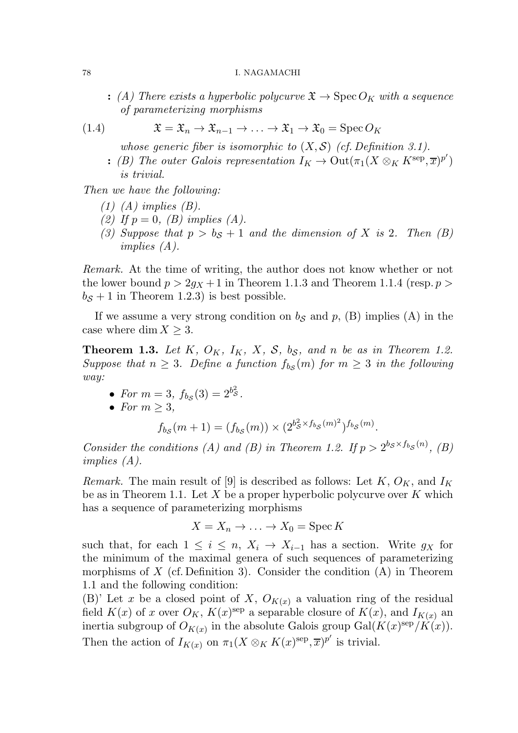**:** *(A) There exists a hyperbolic polycurve $\mathfrak{X} \to \operatorname{Spec} O_K$ with a sequence of parameterizing morphisms*

$$\mathfrak{X} = \mathfrak{X}_n \to \mathfrak{X}_{n-1} \to \ldots \to \mathfrak{X}_1 \to \mathfrak{X}_0 = \operatorname{Spec} O_K \tag{1.4}$$

*whose generic fiber is isomorphic to $(X, \mathcal{S})$ (cf. Definition 3.1).*

**:** *(B) The outer Galois representation $I_K \to \operatorname{Out}(\pi_1(X \otimes_K K^{\mathrm{sep}}, \overline{x})^{p'})$ is trivial.*

*Then we have the following:*

*(1) (A) implies (B).*

*(2) If $p = 0$, (B) implies (A).*

*(3) Suppose that $p > b_{\mathcal{S}} + 1$ and the dimension of $X$ is 2. Then (B) implies (A).*

*Remark.* At the time of writing, the author does not know whether or not the lower bound $p > 2g_X + 1$ in Theorem 1.1.3 and Theorem 1.1.4 (resp. $p > b_{\mathcal{S}} + 1$ in Theorem 1.2.3) is best possible.

If we assume a very strong condition on $b_{\mathcal{S}}$ and $p$, (B) implies (A) in the case where $\dim X \geq 3$.

**Theorem 1.3.** *Let $K$, $O_K$, $I_K$, $X$, $\mathcal{S}$, $b_{\mathcal{S}}$, and $n$ be as in Theorem 1.2. Suppose that $n \geq 3$. Define a function $f_{b_{\mathcal{S}}}(m)$ for $m \geq 3$ in the following way:*

- *For $m = 3$, $f_{b_{\mathcal{S}}}(3) = 2^{b_{\mathcal{S}}^2}$.*
- *For $m \geq 3$,*

$$f_{b_{\mathcal{S}}}(m+1) = (f_{b_{\mathcal{S}}}(m)) \times (2^{b_{\mathcal{S}}^2 \times f_{b_{\mathcal{S}}}(m)^2})^{f_{b_{\mathcal{S}}}(m)}.$$

*Consider the conditions (A) and (B) in Theorem 1.2. If $p > 2^{b_{\mathcal{S}} \times f_{b_{\mathcal{S}}}(n)}$, (B) implies (A).*

*Remark.* The main result of [9] is described as follows: Let $K$, $O_K$, and $I_K$ be as in Theorem 1.1. Let $X$ be a proper hyperbolic polycurve over $K$ which has a sequence of parameterizing morphisms

$$X = X_n \to \ldots \to X_0 = \operatorname{Spec} K$$

such that, for each $1 \leq i \leq n$, $X_i \to X_{i-1}$ has a section. Write $g_X$ for the minimum of the maximal genera of such sequences of parameterizing morphisms of $X$ (cf. Definition 3). Consider the condition (A) in Theorem 1.1 and the following condition:

(B)' Let $x$ be a closed point of $X$, $O_{K(x)}$ a valuation ring of the residual field $K(x)$ of $x$ over $O_K$, $K(x)^{\mathrm{sep}}$ a separable closure of $K(x)$, and $I_{K(x)}$ an inertia subgroup of $O_{K(x)}$ in the absolute Galois group $\operatorname{Gal}(K(x)^{\mathrm{sep}}/K(x))$. Then the action of $I_{K(x)}$ on $\pi_1(X \otimes_K K(x)^{\mathrm{sep}}, \overline{x})^{p'}$ is trivial.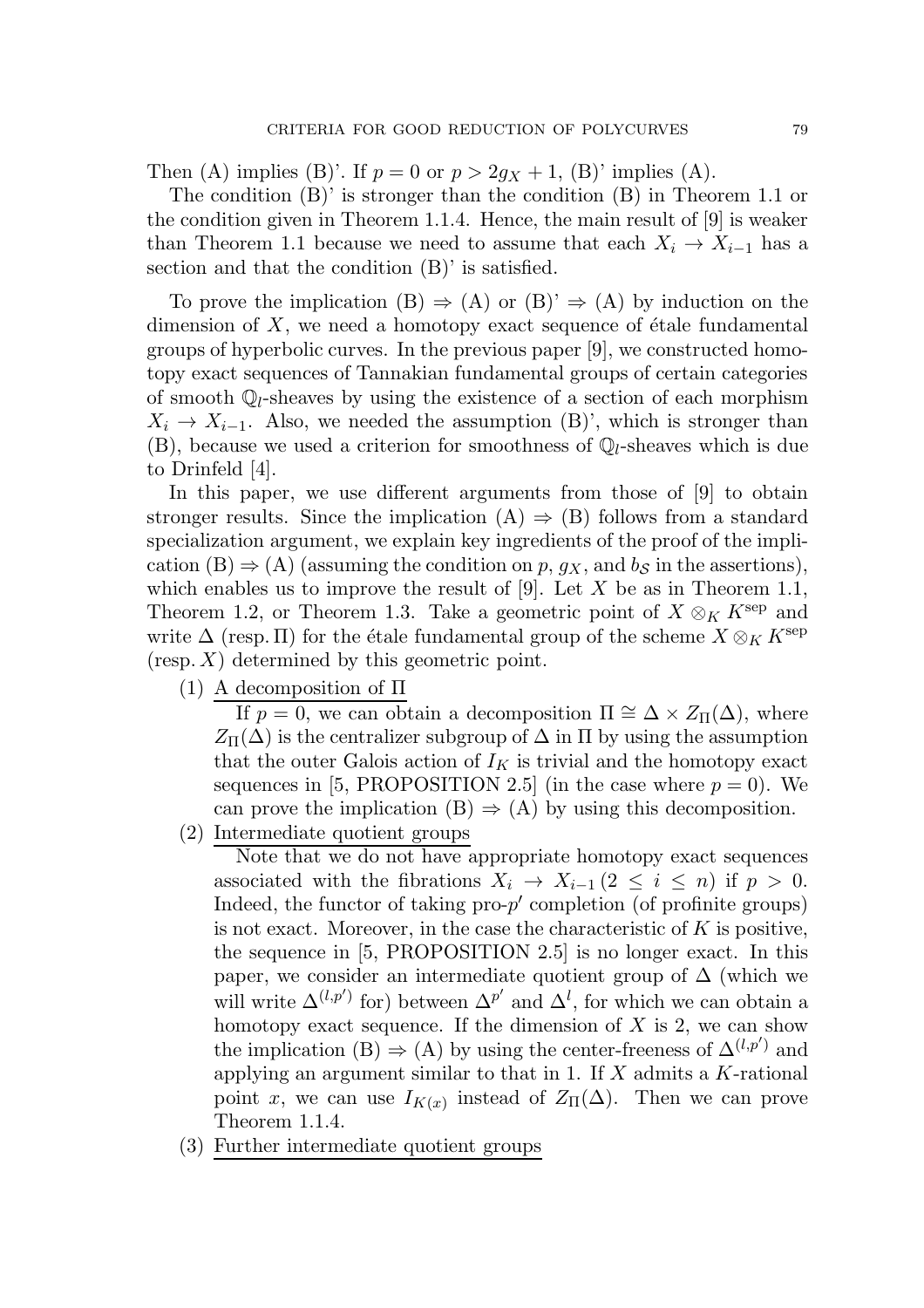Then (A) implies (B)'. If $p = 0$ or $p > 2g_X + 1$, (B)' implies (A).

The condition (B)' is stronger than the condition (B) in Theorem 1.1 or the condition given in Theorem 1.1.4. Hence, the main result of [9] is weaker than Theorem 1.1 because we need to assume that each $X_i \to X_{i-1}$ has a section and that the condition (B)' is satisfied.

To prove the implication (B) $\Rightarrow$ (A) or (B)' $\Rightarrow$ (A) by induction on the dimension of $X$, we need a homotopy exact sequence of étale fundamental groups of hyperbolic curves. In the previous paper [9], we constructed homotopy exact sequences of Tannakian fundamental groups of certain categories of smooth $\mathbb{Q}_l$-sheaves by using the existence of a section of each morphism $X_i \to X_{i-1}$. Also, we needed the assumption (B)', which is stronger than (B), because we used a criterion for smoothness of $\mathbb{Q}_l$-sheaves which is due to Drinfeld [4].

In this paper, we use different arguments from those of [9] to obtain stronger results. Since the implication (A) $\Rightarrow$ (B) follows from a standard specialization argument, we explain key ingredients of the proof of the implication (B) $\Rightarrow$ (A) (assuming the condition on $p$, $g_X$, and $b_{\mathcal{S}}$ in the assertions), which enables us to improve the result of [9]. Let $X$ be as in Theorem 1.1, Theorem 1.2, or Theorem 1.3. Take a geometric point of $X \otimes_K K^{\mathrm{sep}}$ and write $\Delta$ (resp. $\Pi$) for the étale fundamental group of the scheme $X \otimes_K K^{\mathrm{sep}}$ (resp. $X$) determined by this geometric point.

(1) <u>A decomposition of $\Pi$</u>

If $p = 0$, we can obtain a decomposition $\Pi \cong \Delta \times Z_{\Pi}(\Delta)$, where $Z_{\Pi}(\Delta)$ is the centralizer subgroup of $\Delta$ in $\Pi$ by using the assumption that the outer Galois action of $I_K$ is trivial and the homotopy exact sequences in [5, PROPOSITION 2.5] (in the case where $p = 0$). We can prove the implication (B) $\Rightarrow$ (A) by using this decomposition.

(2) <u>Intermediate quotient groups</u>

Note that we do not have appropriate homotopy exact sequences associated with the fibrations $X_i \to X_{i-1}$ $(2 \leq i \leq n)$ if $p > 0$. Indeed, the functor of taking pro-$p'$ completion (of profinite groups) is not exact. Moreover, in the case the characteristic of $K$ is positive, the sequence in [5, PROPOSITION 2.5] is no longer exact. In this paper, we consider an intermediate quotient group of $\Delta$ (which we will write $\Delta^{(l,p')}$ for) between $\Delta^{p'}$ and $\Delta^{l}$, for which we can obtain a homotopy exact sequence. If the dimension of $X$ is 2, we can show the implication (B) $\Rightarrow$ (A) by using the center-freeness of $\Delta^{(l,p')}$ and applying an argument similar to that in 1. If $X$ admits a $K$-rational point $x$, we can use $I_{K(x)}$ instead of $Z_{\Pi}(\Delta)$. Then we can prove Theorem 1.1.4.

(3) <u>Further intermediate quotient groups</u>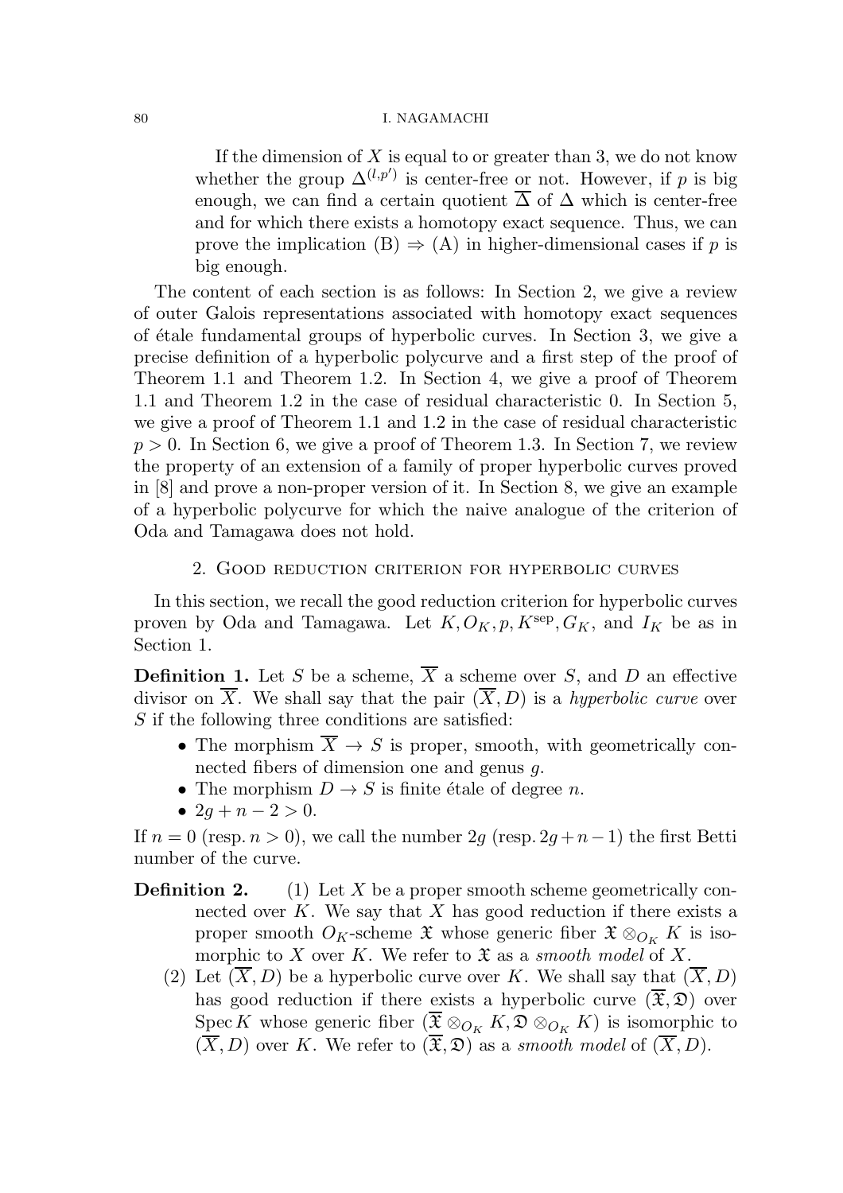If the dimension of $X$ is equal to or greater than 3, we do not know whether the group $\Delta^{(l,p')}$ is center-free or not. However, if $p$ is big enough, we can find a certain quotient $\overline{\Delta}$ of $\Delta$ which is center-free and for which there exists a homotopy exact sequence. Thus, we can prove the implication (B) $\Rightarrow$ (A) in higher-dimensional cases if $p$ is big enough.

The content of each section is as follows: In Section 2, we give a review of outer Galois representations associated with homotopy exact sequences of étale fundamental groups of hyperbolic curves. In Section 3, we give a precise definition of a hyperbolic polycurve and a first step of the proof of Theorem 1.1 and Theorem 1.2. In Section 4, we give a proof of Theorem 1.1 and Theorem 1.2 in the case of residual characteristic 0. In Section 5, we give a proof of Theorem 1.1 and 1.2 in the case of residual characteristic $p > 0$. In Section 6, we give a proof of Theorem 1.3. In Section 7, we review the property of an extension of a family of proper hyperbolic curves proved in [8] and prove a non-proper version of it. In Section 8, we give an example of a hyperbolic polycurve for which the naive analogue of the criterion of Oda and Tamagawa does not hold.

## 2. Good reduction criterion for hyperbolic curves

In this section, we recall the good reduction criterion for hyperbolic curves proven by Oda and Tamagawa. Let $K, O_K, p, K^{\mathrm{sep}}, G_K$, and $I_K$ be as in Section 1.

**Definition 1.** Let $S$ be a scheme, $\overline{X}$ a scheme over $S$, and $D$ an effective divisor on $\overline{X}$. We shall say that the pair $(\overline{X}, D)$ is a *hyperbolic curve* over $S$ if the following three conditions are satisfied:

- The morphism $\overline{X} \to S$ is proper, smooth, with geometrically connected fibers of dimension one and genus $g$.
- The morphism $D \to S$ is finite étale of degree $n$.
- $2g + n - 2 > 0$.

If $n = 0$ (resp. $n > 0$), we call the number $2g$ (resp. $2g + n - 1$) the first Betti number of the curve.

**Definition 2.** (1) Let $X$ be a proper smooth scheme geometrically connected over $K$. We say that $X$ has good reduction if there exists a proper smooth $O_K$-scheme $\mathfrak{X}$ whose generic fiber $\mathfrak{X} \otimes_{O_K} K$ is isomorphic to $X$ over $K$. We refer to $\mathfrak{X}$ as a *smooth model* of $X$.

(2) Let $(\overline{X}, D)$ be a hyperbolic curve over $K$. We shall say that $(\overline{X}, D)$ has good reduction if there exists a hyperbolic curve $(\overline{\mathfrak{X}}, \mathfrak{D})$ over $\mathrm{Spec}\, K$ whose generic fiber $(\overline{\mathfrak{X}} \otimes_{O_K} K, \mathfrak{D} \otimes_{O_K} K)$ is isomorphic to $(\overline{X}, D)$ over $K$. We refer to $(\overline{\mathfrak{X}}, \mathfrak{D})$ as a *smooth model* of $(\overline{X}, D)$.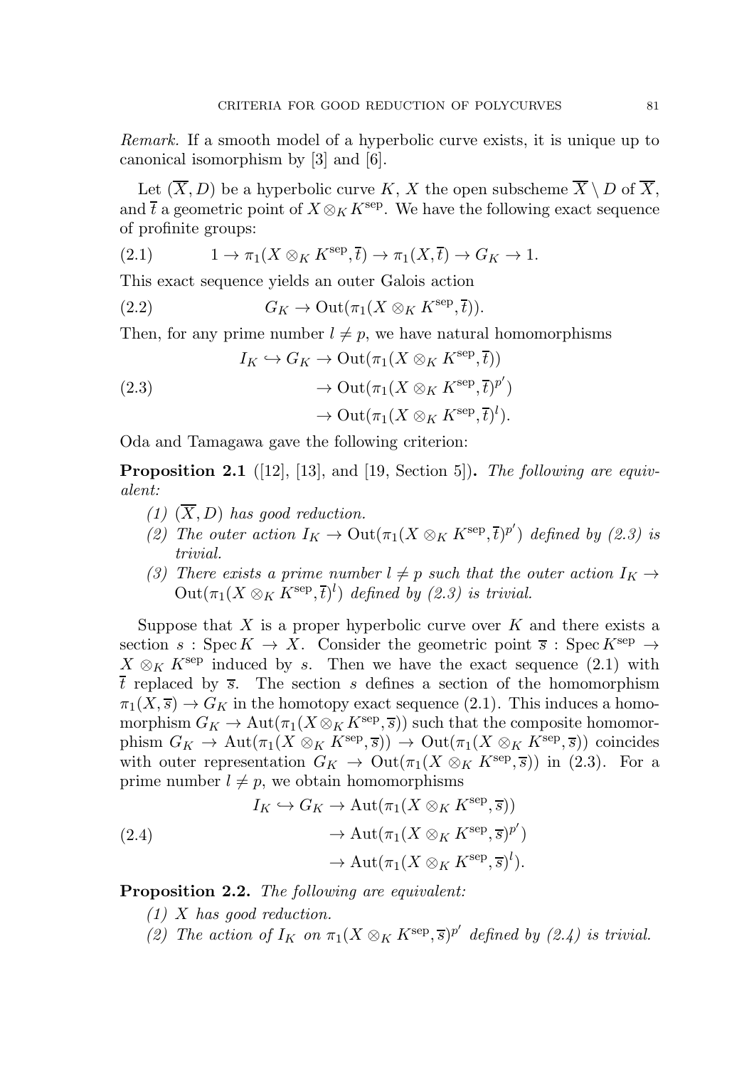*Remark.* If a smooth model of a hyperbolic curve exists, it is unique up to canonical isomorphism by [3] and [6].

Let $(\overline{X}, D)$ be a hyperbolic curve $K$, $X$ the open subscheme $\overline{X} \setminus D$ of $\overline{X}$, and $\overline{t}$ a geometric point of $X \otimes_K K^{\mathrm{sep}}$. We have the following exact sequence of profinite groups:

$$1 \to \pi_1(X \otimes_K K^{\mathrm{sep}}, \overline{t}) \to \pi_1(X, \overline{t}) \to G_K \to 1. \tag{2.1}$$

This exact sequence yields an outer Galois action

$$G_K \to \mathrm{Out}(\pi_1(X \otimes_K K^{\mathrm{sep}}, \overline{t})). \tag{2.2}$$

Then, for any prime number $l \neq p$, we have natural homomorphisms

$$\begin{aligned} I_K \hookrightarrow G_K &\to \mathrm{Out}(\pi_1(X \otimes_K K^{\mathrm{sep}}, \overline{t})) \\ &\to \mathrm{Out}(\pi_1(X \otimes_K K^{\mathrm{sep}}, \overline{t})^{p'}) \\ &\to \mathrm{Out}(\pi_1(X \otimes_K K^{\mathrm{sep}}, \overline{t})^{l}). \end{aligned} \tag{2.3}$$

Oda and Tamagawa gave the following criterion:

**Proposition 2.1** ([12], [13], and [19, Section 5])**.** *The following are equivalent:*

1. *$(\overline{X}, D)$ has good reduction.*
2. *The outer action $I_K \to \mathrm{Out}(\pi_1(X \otimes_K K^{\mathrm{sep}}, \overline{t})^{p'})$ defined by (2.3) is trivial.*
3. *There exists a prime number $l \neq p$ such that the outer action $I_K \to \mathrm{Out}(\pi_1(X \otimes_K K^{\mathrm{sep}}, \overline{t})^{l})$ defined by (2.3) is trivial.*

Suppose that $X$ is a proper hyperbolic curve over $K$ and there exists a section $s : \mathrm{Spec}\, K \to X$. Consider the geometric point $\overline{s} : \mathrm{Spec}\, K^{\mathrm{sep}} \to X \otimes_K K^{\mathrm{sep}}$ induced by $s$. Then we have the exact sequence (2.1) with $\overline{t}$ replaced by $\overline{s}$. The section $s$ defines a section of the homomorphism $\pi_1(X, \overline{s}) \to G_K$ in the homotopy exact sequence (2.1). This induces a homomorphism $G_K \to \mathrm{Aut}(\pi_1(X \otimes_K K^{\mathrm{sep}}, \overline{s}))$ such that the composite homomorphism $G_K \to \mathrm{Aut}(\pi_1(X \otimes_K K^{\mathrm{sep}}, \overline{s})) \to \mathrm{Out}(\pi_1(X \otimes_K K^{\mathrm{sep}}, \overline{s}))$ coincides with outer representation $G_K \to \mathrm{Out}(\pi_1(X \otimes_K K^{\mathrm{sep}}, \overline{s}))$ in (2.3). For a prime number $l \neq p$, we obtain homomorphisms

$$\begin{aligned} I_K \hookrightarrow G_K &\to \mathrm{Aut}(\pi_1(X \otimes_K K^{\mathrm{sep}}, \overline{s})) \\ &\to \mathrm{Aut}(\pi_1(X \otimes_K K^{\mathrm{sep}}, \overline{s})^{p'}) \\ &\to \mathrm{Aut}(\pi_1(X \otimes_K K^{\mathrm{sep}}, \overline{s})^{l}). \end{aligned} \tag{2.4}$$

**Proposition 2.2.** *The following are equivalent:*

1. *$X$ has good reduction.*
2. *The action of $I_K$ on $\pi_1(X \otimes_K K^{\mathrm{sep}}, \overline{s})^{p'}$ defined by (2.4) is trivial.*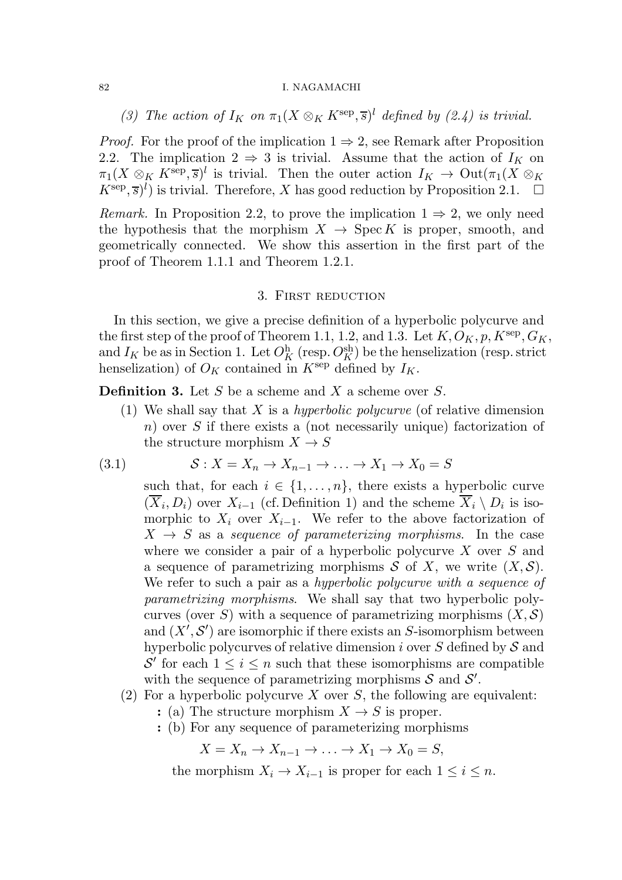*(3) The action of $I_K$ on $\pi_1(X \otimes_K K^{\mathrm{sep}}, \overline{s})^l$ defined by (2.4) is trivial.*

*Proof.* For the proof of the implication $1 \Rightarrow 2$, see Remark after Proposition 2.2. The implication $2 \Rightarrow 3$ is trivial. Assume that the action of $I_K$ on $\pi_1(X \otimes_K K^{\mathrm{sep}}, \overline{s})^l$ is trivial. Then the outer action $I_K \to \mathrm{Out}(\pi_1(X \otimes_K K^{\mathrm{sep}}, \overline{s})^l)$ is trivial. Therefore, $X$ has good reduction by Proposition 2.1. $\square$

*Remark.* In Proposition 2.2, to prove the implication $1 \Rightarrow 2$, we only need the hypothesis that the morphism $X \to \operatorname{Spec} K$ is proper, smooth, and geometrically connected. We show this assertion in the first part of the proof of Theorem 1.1.1 and Theorem 1.2.1.

## 3. First reduction

In this section, we give a precise definition of a hyperbolic polycurve and the first step of the proof of Theorem 1.1, 1.2, and 1.3. Let $K, O_K, p, K^{\mathrm{sep}}, G_K$, and $I_K$ be as in Section 1. Let $O_K^{\mathrm{h}}$ (resp. $O_K^{\mathrm{sh}}$) be the henselization (resp. strict henselization) of $O_K$ contained in $K^{\mathrm{sep}}$ defined by $I_K$.

**Definition 3.** Let $S$ be a scheme and $X$ a scheme over $S$.

(1) We shall say that $X$ is a *hyperbolic polycurve* (of relative dimension $n$) over $S$ if there exists a (not necessarily unique) factorization of the structure morphism $X \to S$

$$\mathcal{S} : X = X_n \to X_{n-1} \to \ldots \to X_1 \to X_0 = S \tag{3.1}$$

such that, for each $i \in \{1, \ldots, n\}$, there exists a hyperbolic curve $(\overline{X}_i, D_i)$ over $X_{i-1}$ (cf. Definition 1) and the scheme $\overline{X}_i \setminus D_i$ is isomorphic to $X_i$ over $X_{i-1}$. We refer to the above factorization of $X \to S$ as a *sequence of parameterizing morphisms*. In the case where we consider a pair of a hyperbolic polycurve $X$ over $S$ and a sequence of parametrizing morphisms $\mathcal{S}$ of $X$, we write $(X, \mathcal{S})$. We refer to such a pair as a *hyperbolic polycurve with a sequence of parametrizing morphisms*. We shall say that two hyperbolic polycurves (over $S$) with a sequence of parametrizing morphisms $(X, \mathcal{S})$ and $(X', \mathcal{S}')$ are isomorphic if there exists an $S$-isomorphism between hyperbolic polycurves of relative dimension $i$ over $S$ defined by $\mathcal{S}$ and $\mathcal{S}'$ for each $1 \leq i \leq n$ such that these isomorphisms are compatible with the sequence of parametrizing morphisms $\mathcal{S}$ and $\mathcal{S}'$.

(2) For a hyperbolic polycurve $X$ over $S$, the following are equivalent:

: (a) The structure morphism $X \to S$ is proper.

: (b) For any sequence of parameterizing morphisms

$$X = X_n \to X_{n-1} \to \ldots \to X_1 \to X_0 = S,$$

the morphism $X_i \to X_{i-1}$ is proper for each $1 \leq i \leq n$.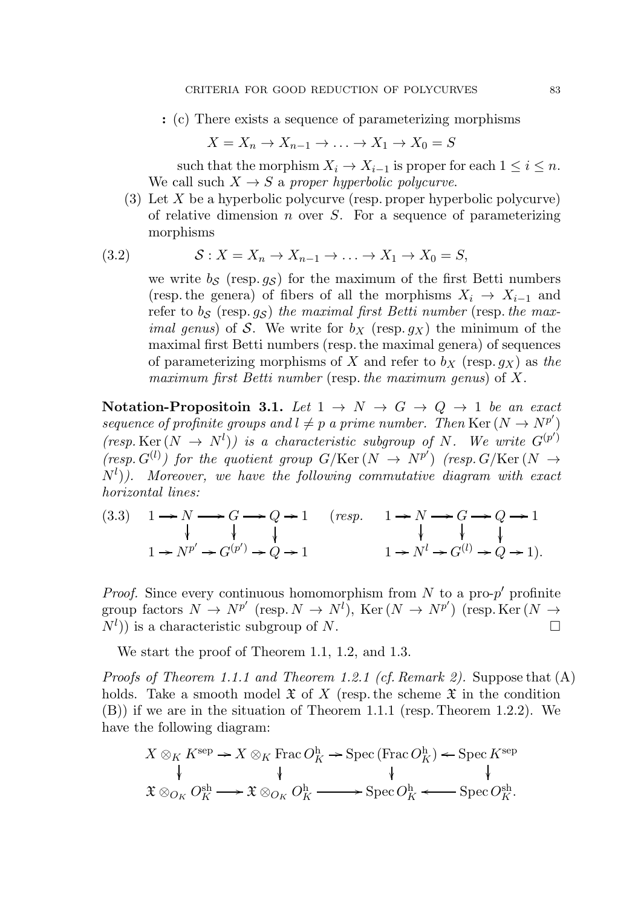: (c) There exists a sequence of parameterizing morphisms

$$X = X_n \to X_{n-1} \to \ldots \to X_1 \to X_0 = S$$

such that the morphism $X_i \to X_{i-1}$ is proper for each $1 \leq i \leq n$. We call such $X \to S$ a *proper hyperbolic polycurve*.

(3) Let $X$ be a hyperbolic polycurve (resp. proper hyperbolic polycurve) of relative dimension $n$ over $S$. For a sequence of parameterizing morphisms

$$\mathcal{S} : X = X_n \to X_{n-1} \to \ldots \to X_1 \to X_0 = S, \tag{3.2}$$

we write $b_{\mathcal{S}}$ (resp. $g_{\mathcal{S}}$) for the maximum of the first Betti numbers (resp. the genera) of fibers of all the morphisms $X_i \to X_{i-1}$ and refer to $b_{\mathcal{S}}$ (resp. $g_{\mathcal{S}}$) *the maximal first Betti number* (resp. *the maximal genus*) of $\mathcal{S}$. We write for $b_X$ (resp. $g_X$) the minimum of the maximal first Betti numbers (resp. the maximal genera) of sequences of parameterizing morphisms of $X$ and refer to $b_X$ (resp. $g_X$) as *the maximum first Betti number* (resp. *the maximum genus*) of $X$.

**Notation-Propositoin 3.1.** *Let $1 \to N \to G \to Q \to 1$ be an exact sequence of profinite groups and $l \neq p$ a prime number. Then $\mathrm{Ker}\,(N \to N^{p'})$ (resp. $\mathrm{Ker}\,(N \to N^{l})$) is a characteristic subgroup of $N$. We write $G^{(p')}$ (resp. $G^{(l)}$) for the quotient group $G/\mathrm{Ker}\,(N \to N^{p'})$ (resp. $G/\mathrm{Ker}\,(N \to N^{l})$). Moreover, we have the following commutative diagram with exact horizontal lines:*

$$\begin{array}{ccccccccc} 1 & \to & N & \to & G & \to & Q & \to & 1 \\ & & \downarrow & & \downarrow & & \downarrow & & \\ 1 & \to & N^{p'} & \to & G^{(p')} & \to & Q & \to & 1 \end{array} \quad (\textit{resp.} \quad \begin{array}{ccccccccc} 1 & \to & N & \to & G & \to & Q & \to & 1 \\ & & \downarrow & & \downarrow & & \downarrow & & \\ 1 & \to & N^{l} & \to & G^{(l)} & \to & Q & \to & 1). \end{array} \tag{3.3}$$

*Proof.* Since every continuous homomorphism from $N$ to a pro-$p'$ profinite group factors $N \to N^{p'}$ (resp. $N \to N^{l}$), $\mathrm{Ker}\,(N \to N^{p'})$ (resp. $\mathrm{Ker}\,(N \to N^{l})$) is a characteristic subgroup of $N$. $\square$

We start the proof of Theorem 1.1, 1.2, and 1.3.

*Proofs of Theorem 1.1.1 and Theorem 1.2.1 (cf. Remark 2).* Suppose that (A) holds. Take a smooth model $\mathfrak{X}$ of $X$ (resp. the scheme $\mathfrak{X}$ in the condition (B)) if we are in the situation of Theorem 1.1.1 (resp. Theorem 1.2.2). We have the following diagram:

$$\begin{array}{ccccccc} X \otimes_K K^{\mathrm{sep}} & \to & X \otimes_K \mathrm{Frac}\, O_K^{\mathrm{h}} & \to & \mathrm{Spec}\,(\mathrm{Frac}\, O_K^{\mathrm{h}}) & \leftarrow & \mathrm{Spec}\, K^{\mathrm{sep}} \\ \downarrow & & \downarrow & & \downarrow & & \downarrow \\ \mathfrak{X} \otimes_{O_K} O_K^{\mathrm{sh}} & \to & \mathfrak{X} \otimes_{O_K} O_K^{\mathrm{h}} & \to & \mathrm{Spec}\, O_K^{\mathrm{h}} & \leftarrow & \mathrm{Spec}\, O_K^{\mathrm{sh}}. \end{array}$$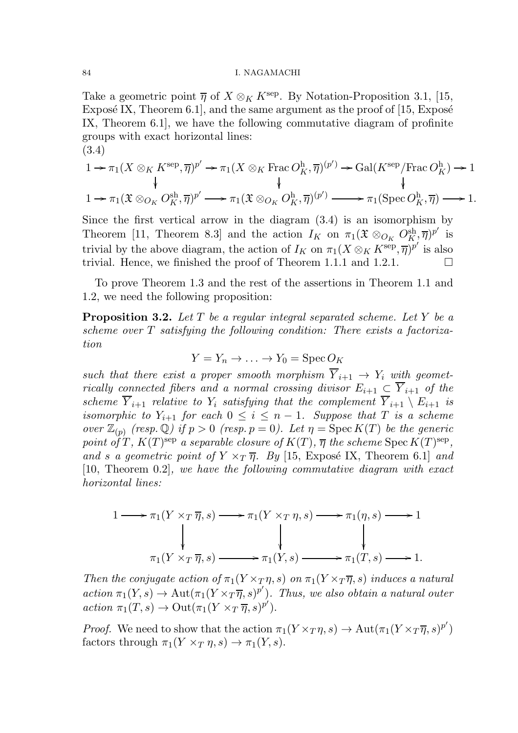Take a geometric point $\overline{\eta}$ of $X \otimes_K K^{\text{sep}}$. By Notation-Proposition 3.1, [15, Exposé IX, Theorem 6.1], and the same argument as the proof of [15, Exposé IX, Theorem 6.1], we have the following commutative diagram of profinite groups with exact horizontal lines:

(3.4)

$$\begin{array}{ccccccccc}
1 & \to & \pi_1(X \otimes_K K^{\text{sep}}, \overline{\eta})^{p'} & \to & \pi_1(X \otimes_K \operatorname{Frac} O_K^{\text{h}}, \overline{\eta})^{(p')} & \to & \operatorname{Gal}(K^{\text{sep}}/\operatorname{Frac} O_K^{\text{h}}) & \to & 1 \\
 & & \downarrow & & \downarrow & & \downarrow & & \\
1 & \to & \pi_1(\mathfrak{X} \otimes_{O_K} O_K^{\text{sh}}, \overline{\eta})^{p'} & \to & \pi_1(\mathfrak{X} \otimes_{O_K} O_K^{\text{h}}, \overline{\eta})^{(p')} & \to & \pi_1(\operatorname{Spec} O_K^{\text{h}}, \overline{\eta}) & \to & 1.
\end{array}$$

Since the first vertical arrow in the diagram (3.4) is an isomorphism by Theorem [11, Theorem 8.3] and the action $I_K$ on $\pi_1(\mathfrak{X} \otimes_{O_K} O_K^{\text{sh}}, \overline{\eta})^{p'}$ is trivial by the above diagram, the action of $I_K$ on $\pi_1(X \otimes_K K^{\text{sep}}, \overline{\eta})^{p'}$ is also trivial. Hence, we finished the proof of Theorem 1.1.1 and 1.2.1. $\square$

To prove Theorem 1.3 and the rest of the assertions in Theorem 1.1 and 1.2, we need the following proposition:

**Proposition 3.2.** *Let $T$ be a regular integral separated scheme. Let $Y$ be a scheme over $T$ satisfying the following condition: There exists a factorization*

$$Y = Y_n \to \ldots \to Y_0 = \operatorname{Spec} O_K$$

*such that there exist a proper smooth morphism $\overline{Y}_{i+1} \to Y_i$ with geometrically connected fibers and a normal crossing divisor $E_{i+1} \subset \overline{Y}_{i+1}$ of the scheme $\overline{Y}_{i+1}$ relative to $Y_i$ satisfying that the complement $\overline{Y}_{i+1} \setminus E_{i+1}$ is isomorphic to $Y_{i+1}$ for each $0 \leq i \leq n-1$. Suppose that $T$ is a scheme over $\mathbb{Z}_{(p)}$ (resp. $\mathbb{Q}$) if $p > 0$ (resp. $p = 0$). Let $\eta = \operatorname{Spec} K(T)$ be the generic point of $T$, $K(T)^{\text{sep}}$ a separable closure of $K(T)$, $\overline{\eta}$ the scheme $\operatorname{Spec} K(T)^{\text{sep}}$, and $s$ a geometric point of $Y \times_T \overline{\eta}$. By* [15, Exposé IX, Theorem 6.1] *and* [10, Theorem 0.2]*, we have the following commutative diagram with exact horizontal lines:*

$$\begin{array}{ccccccccc}
1 & \to & \pi_1(Y \times_T \overline{\eta}, s) & \to & \pi_1(Y \times_T \eta, s) & \to & \pi_1(\eta, s) & \to & 1 \\
 & & \downarrow & & \downarrow & & \downarrow & & \\
 & & \pi_1(Y \times_T \overline{\eta}, s) & \to & \pi_1(Y, s) & \to & \pi_1(T, s) & \to & 1.
\end{array}$$

*Then the conjugate action of $\pi_1(Y \times_T \eta, s)$ on $\pi_1(Y \times_T \overline{\eta}, s)$ induces a natural action $\pi_1(Y, s) \to \operatorname{Aut}(\pi_1(Y \times_T \overline{\eta}, s)^{p'})$. Thus, we also obtain a natural outer action $\pi_1(T, s) \to \operatorname{Out}(\pi_1(Y \times_T \overline{\eta}, s)^{p'})$.*

*Proof.* We need to show that the action $\pi_1(Y \times_T \eta, s) \to \operatorname{Aut}(\pi_1(Y \times_T \overline{\eta}, s)^{p'})$ factors through $\pi_1(Y \times_T \eta, s) \to \pi_1(Y, s)$.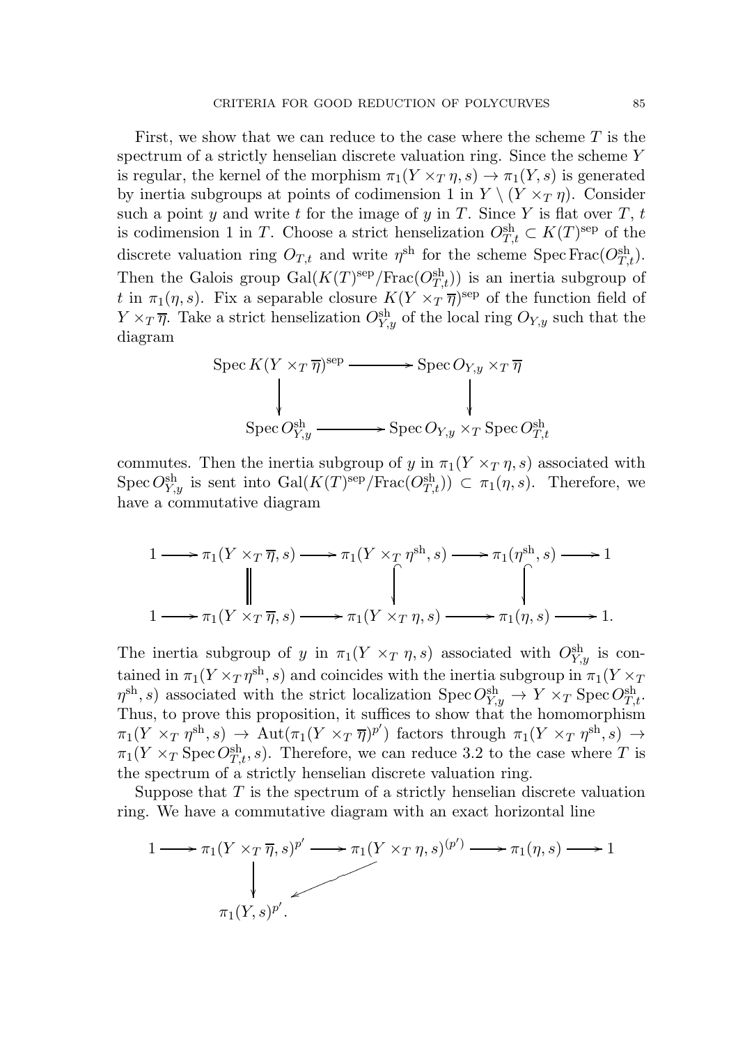First, we show that we can reduce to the case where the scheme $T$ is the spectrum of a strictly henselian discrete valuation ring. Since the scheme $Y$ is regular, the kernel of the morphism $\pi_1(Y \times_T \eta, s) \to \pi_1(Y, s)$ is generated by inertia subgroups at points of codimension 1 in $Y \setminus (Y \times_T \eta)$. Consider such a point $y$ and write $t$ for the image of $y$ in $T$. Since $Y$ is flat over $T$, $t$ is codimension 1 in $T$. Choose a strict henselization $O^{\mathrm{sh}}_{T,t} \subset K(T)^{\mathrm{sep}}$ of the discrete valuation ring $O_{T,t}$ and write $\eta^{\mathrm{sh}}$ for the scheme $\operatorname{Spec} \operatorname{Frac}(O^{\mathrm{sh}}_{T,t})$. Then the Galois group $\operatorname{Gal}(K(T)^{\mathrm{sep}}/\operatorname{Frac}(O^{\mathrm{sh}}_{T,t}))$ is an inertia subgroup of $t$ in $\pi_1(\eta, s)$. Fix a separable closure $K(Y \times_T \overline{\eta})^{\mathrm{sep}}$ of the function field of $Y \times_T \overline{\eta}$. Take a strict henselization $O^{\mathrm{sh}}_{Y,y}$ of the local ring $O_{Y,y}$ such that the diagram

$$
\begin{array}{ccc}
\operatorname{Spec} K(Y \times_T \overline{\eta})^{\mathrm{sep}} & \longrightarrow & \operatorname{Spec} O_{Y,y} \times_T \overline{\eta} \\
\downarrow & & \downarrow \\
\operatorname{Spec} O^{\mathrm{sh}}_{Y,y} & \longrightarrow & \operatorname{Spec} O_{Y,y} \times_T \operatorname{Spec} O^{\mathrm{sh}}_{T,t}
\end{array}
$$

commutes. Then the inertia subgroup of $y$ in $\pi_1(Y \times_T \eta, s)$ associated with $\operatorname{Spec} O^{\mathrm{sh}}_{Y,y}$ is sent into $\operatorname{Gal}(K(T)^{\mathrm{sep}}/\operatorname{Frac}(O^{\mathrm{sh}}_{T,t})) \subset \pi_1(\eta, s)$. Therefore, we have a commutative diagram

$$
\begin{array}{ccccccccc}
1 & \longrightarrow & \pi_1(Y \times_T \overline{\eta}, s) & \longrightarrow & \pi_1(Y \times_T \eta^{\mathrm{sh}}, s) & \longrightarrow & \pi_1(\eta^{\mathrm{sh}}, s) & \longrightarrow & 1 \\
 & & \| & & \downarrow & & \downarrow & & \\
1 & \longrightarrow & \pi_1(Y \times_T \overline{\eta}, s) & \longrightarrow & \pi_1(Y \times_T \eta, s) & \longrightarrow & \pi_1(\eta, s) & \longrightarrow & 1.
\end{array}
$$

The inertia subgroup of $y$ in $\pi_1(Y \times_T \eta, s)$ associated with $O^{\mathrm{sh}}_{Y,y}$ is contained in $\pi_1(Y \times_T \eta^{\mathrm{sh}}, s)$ and coincides with the inertia subgroup in $\pi_1(Y \times_T \eta^{\mathrm{sh}}, s)$ associated with the strict localization $\operatorname{Spec} O^{\mathrm{sh}}_{Y,y} \to Y \times_T \operatorname{Spec} O^{\mathrm{sh}}_{T,t}$. Thus, to prove this proposition, it suffices to show that the homomorphism $\pi_1(Y \times_T \eta^{\mathrm{sh}}, s) \to \operatorname{Aut}(\pi_1(Y \times_T \overline{\eta})^{p'})$ factors through $\pi_1(Y \times_T \eta^{\mathrm{sh}}, s) \to \pi_1(Y \times_T \operatorname{Spec} O^{\mathrm{sh}}_{T,t}, s)$. Therefore, we can reduce 3.2 to the case where $T$ is the spectrum of a strictly henselian discrete valuation ring.

Suppose that $T$ is the spectrum of a strictly henselian discrete valuation ring. We have a commutative diagram with an exact horizontal line

$$
\begin{array}{ccccccccc}
1 & \longrightarrow & \pi_1(Y \times_T \overline{\eta}, s)^{p'} & \longrightarrow & \pi_1(Y \times_T \eta, s)^{(p')} & \longrightarrow & \pi_1(\eta, s) & \longrightarrow & 1 \\
 & & \downarrow & \swarrow & & & & & \\
 & & \pi_1(Y, s)^{p'}. & & & & & &
\end{array}
$$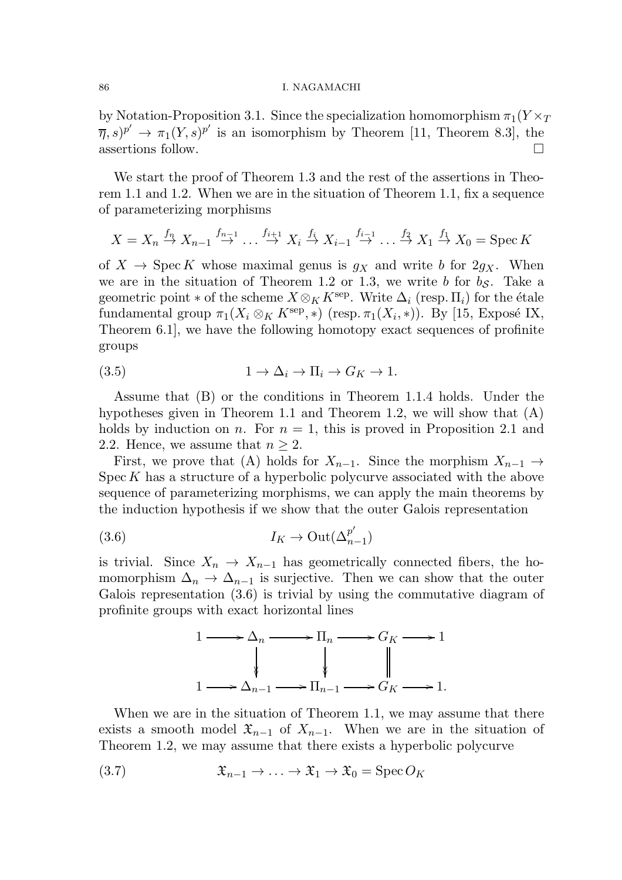by Notation-Proposition 3.1. Since the specialization homomorphism $\pi_1(Y \times_T \overline{\eta}, s)^{p'} \to \pi_1(Y, s)^{p'}$ is an isomorphism by Theorem [11, Theorem 8.3], the assertions follow. $\square$

We start the proof of Theorem 1.3 and the rest of the assertions in Theorem 1.1 and 1.2. When we are in the situation of Theorem 1.1, fix a sequence of parameterizing morphisms

$$X = X_n \overset{f_n}{\to} X_{n-1} \overset{f_{n-1}}{\to} \ldots \overset{f_{i+1}}{\to} X_i \overset{f_i}{\to} X_{i-1} \overset{f_{i-1}}{\to} \ldots \overset{f_2}{\to} X_1 \overset{f_1}{\to} X_0 = \operatorname{Spec} K$$

of $X \to \operatorname{Spec} K$ whose maximal genus is $g_X$ and write $b$ for $2g_X$. When we are in the situation of Theorem 1.2 or 1.3, we write $b$ for $b_{\mathcal{S}}$. Take a geometric point $*$ of the scheme $X \otimes_K K^{\mathrm{sep}}$. Write $\Delta_i$ (resp. $\Pi_i$) for the étale fundamental group $\pi_1(X_i \otimes_K K^{\mathrm{sep}}, *)$ (resp. $\pi_1(X_i, *)$). By [15, Exposé IX, Theorem 6.1], we have the following homotopy exact sequences of profinite groups

$$1 \to \Delta_i \to \Pi_i \to G_K \to 1. \tag{3.5}$$

Assume that (B) or the conditions in Theorem 1.1.4 holds. Under the hypotheses given in Theorem 1.1 and Theorem 1.2, we will show that (A) holds by induction on $n$. For $n = 1$, this is proved in Proposition 2.1 and 2.2. Hence, we assume that $n \geq 2$.

First, we prove that (A) holds for $X_{n-1}$. Since the morphism $X_{n-1} \to \operatorname{Spec} K$ has a structure of a hyperbolic polycurve associated with the above sequence of parameterizing morphisms, we can apply the main theorems by the induction hypothesis if we show that the outer Galois representation

$$I_K \to \operatorname{Out}(\Delta_{n-1}^{p'}) \tag{3.6}$$

is trivial. Since $X_n \to X_{n-1}$ has geometrically connected fibers, the homomorphism $\Delta_n \to \Delta_{n-1}$ is surjective. Then we can show that the outer Galois representation (3.6) is trivial by using the commutative diagram of profinite groups with exact horizontal lines

$$\begin{array}{ccccccccc}
1 & \longrightarrow & \Delta_n & \longrightarrow & \Pi_n & \longrightarrow & G_K & \longrightarrow & 1 \\
 & & \downarrow & & \downarrow & & \| & & \\
1 & \longrightarrow & \Delta_{n-1} & \longrightarrow & \Pi_{n-1} & \longrightarrow & G_K & \longrightarrow & 1.
\end{array}$$

When we are in the situation of Theorem 1.1, we may assume that there exists a smooth model $\mathfrak{X}_{n-1}$ of $X_{n-1}$. When we are in the situation of Theorem 1.2, we may assume that there exists a hyperbolic polycurve

$$\mathfrak{X}_{n-1} \to \ldots \to \mathfrak{X}_1 \to \mathfrak{X}_0 = \operatorname{Spec} O_K \tag{3.7}$$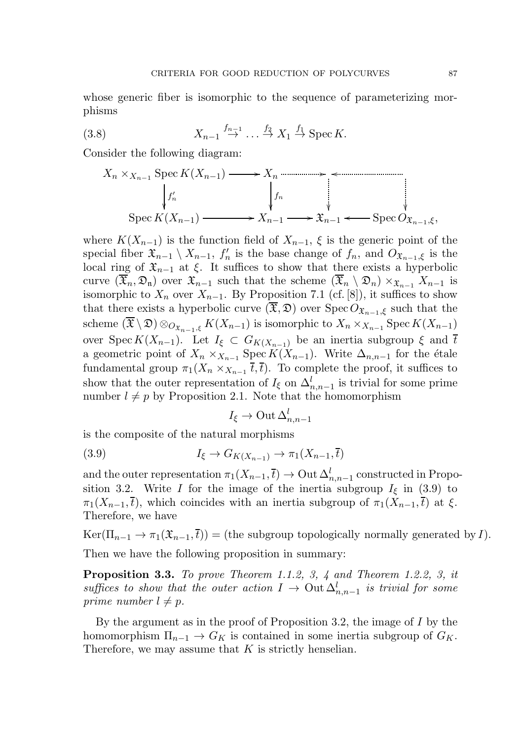whose generic fiber is isomorphic to the sequence of parameterizing morphisms

$$X_{n-1} \overset{f_{n-1}}{\to} \dots \overset{f_2}{\to} X_1 \overset{f_1}{\to} \operatorname{Spec} K. \tag{3.8}$$

Consider the following diagram:

$$\begin{array}{ccccccc} X_n \times_{X_{n-1}} \operatorname{Spec} K(X_{n-1}) & \longrightarrow & X_n & \cdots\cdots\to & & \leftarrow\cdots\cdots & \\ \downarrow f_n' & & \downarrow f_n & & \vdots & & \vdots \\ \operatorname{Spec} K(X_{n-1}) & \longrightarrow & X_{n-1} & \longrightarrow & \mathfrak{X}_{n-1} & \longleftarrow & \operatorname{Spec} O_{\mathfrak{X}_{n-1},\xi}, \end{array}$$

where $K(X_{n-1})$ is the function field of $X_{n-1}$, $\xi$ is the generic point of the special fiber $\mathfrak{X}_{n-1} \setminus X_{n-1}$, $f_n'$ is the base change of $f_n$, and $O_{\mathfrak{X}_{n-1},\xi}$ is the local ring of $\mathfrak{X}_{n-1}$ at $\xi$. It suffices to show that there exists a hyperbolic curve $(\overline{\mathfrak{X}}_n, \mathfrak{D}_{\mathfrak{n}})$ over $\mathfrak{X}_{n-1}$ such that the scheme $(\overline{\mathfrak{X}}_n \setminus \mathfrak{D}_n) \times_{\mathfrak{X}_{n-1}} X_{n-1}$ is isomorphic to $X_n$ over $X_{n-1}$. By Proposition 7.1 (cf. [8]), it suffices to show that there exists a hyperbolic curve $(\overline{\mathfrak{X}}, \mathfrak{D})$ over $\operatorname{Spec} O_{\mathfrak{X}_{n-1},\xi}$ such that the scheme $(\overline{\mathfrak{X}} \setminus \mathfrak{D}) \otimes_{O_{\mathfrak{X}_{n-1},\xi}} K(X_{n-1})$ is isomorphic to $X_n \times_{X_{n-1}} \operatorname{Spec} K(X_{n-1})$ over $\operatorname{Spec} K(X_{n-1})$. Let $I_\xi \subset G_{K(X_{n-1})}$ be an inertia subgroup $\xi$ and $\overline{t}$ a geometric point of $X_n \times_{X_{n-1}} \operatorname{Spec} K(X_{n-1})$. Write $\Delta_{n,n-1}$ for the étale fundamental group $\pi_1(X_n \times_{X_{n-1}} \overline{t}, \overline{t})$. To complete the proof, it suffices to show that the outer representation of $I_\xi$ on $\Delta_{n,n-1}^l$ is trivial for some prime number $l \neq p$ by Proposition 2.1. Note that the homomorphism

$$I_\xi \to \operatorname{Out} \Delta_{n,n-1}^l$$

is the composite of the natural morphisms

$$I_\xi \to G_{K(X_{n-1})} \to \pi_1(X_{n-1}, \overline{t}) \tag{3.9}$$

and the outer representation $\pi_1(X_{n-1}, \overline{t}) \to \operatorname{Out} \Delta_{n,n-1}^l$ constructed in Proposition 3.2. Write $I$ for the image of the inertia subgroup $I_\xi$ in (3.9) to $\pi_1(X_{n-1}, \overline{t})$, which coincides with an inertia subgroup of $\pi_1(X_{n-1}, \overline{t})$ at $\xi$. Therefore, we have

$\operatorname{Ker}(\Pi_{n-1} \to \pi_1(\mathfrak{X}_{n-1}, \overline{t})) =$ (the subgroup topologically normally generated by $I$).

Then we have the following proposition in summary:

**Proposition 3.3.** *To prove Theorem 1.1.2, 3, 4 and Theorem 1.2.2, 3, it suffices to show that the outer action $I \to \operatorname{Out} \Delta_{n,n-1}^l$ is trivial for some prime number $l \neq p$.*

By the argument as in the proof of Proposition 3.2, the image of $I$ by the homomorphism $\Pi_{n-1} \to G_K$ is contained in some inertia subgroup of $G_K$. Therefore, we may assume that $K$ is strictly henselian.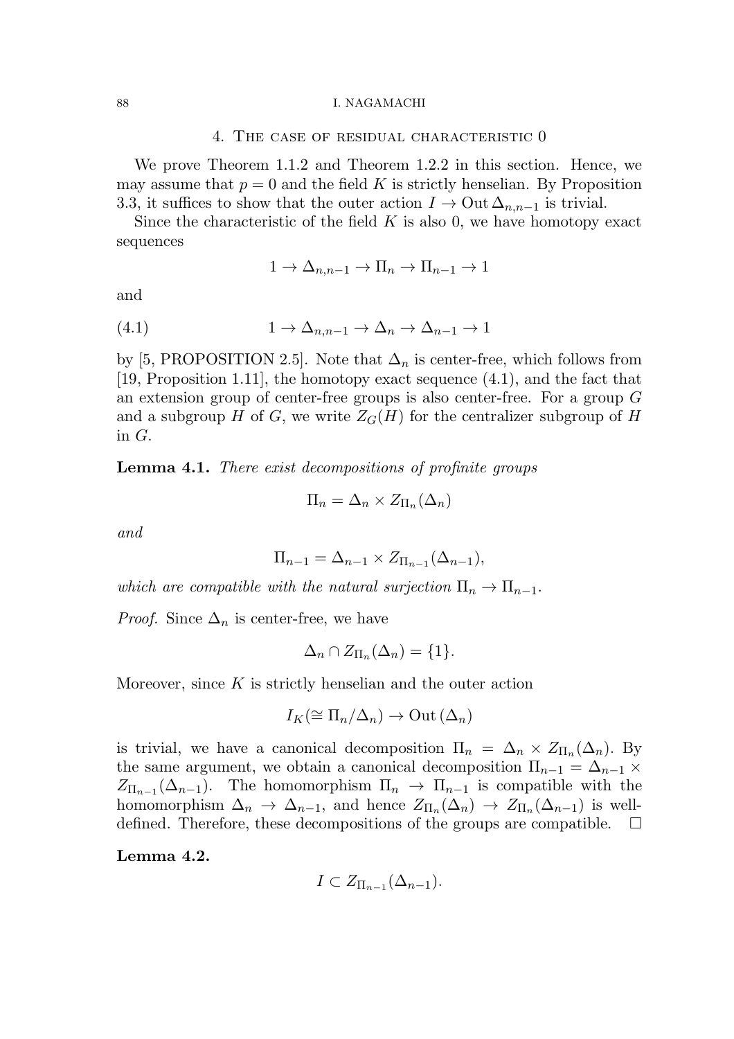## 4. The case of residual characteristic 0

We prove Theorem 1.1.2 and Theorem 1.2.2 in this section. Hence, we may assume that $p = 0$ and the field $K$ is strictly henselian. By Proposition 3.3, it suffices to show that the outer action $I \to \mathrm{Out}\,\Delta_{n,n-1}$ is trivial.

Since the characteristic of the field $K$ is also 0, we have homotopy exact sequences

$$1 \to \Delta_{n,n-1} \to \Pi_n \to \Pi_{n-1} \to 1$$

and

$$1 \to \Delta_{n,n-1} \to \Delta_n \to \Delta_{n-1} \to 1 \tag{4.1}$$

by [5, PROPOSITION 2.5]. Note that $\Delta_n$ is center-free, which follows from [19, Proposition 1.11], the homotopy exact sequence (4.1), and the fact that an extension group of center-free groups is also center-free. For a group $G$ and a subgroup $H$ of $G$, we write $Z_G(H)$ for the centralizer subgroup of $H$ in $G$.

**Lemma 4.1.** *There exist decompositions of profinite groups*

$$\Pi_n = \Delta_n \times Z_{\Pi_n}(\Delta_n)$$

*and*

$$\Pi_{n-1} = \Delta_{n-1} \times Z_{\Pi_{n-1}}(\Delta_{n-1}),$$

*which are compatible with the natural surjection $\Pi_n \to \Pi_{n-1}$.*

*Proof.* Since $\Delta_n$ is center-free, we have

$$\Delta_n \cap Z_{\Pi_n}(\Delta_n) = \{1\}.$$

Moreover, since $K$ is strictly henselian and the outer action

$$I_K (\cong \Pi_n/\Delta_n) \to \mathrm{Out}\,(\Delta_n)$$

is trivial, we have a canonical decomposition $\Pi_n = \Delta_n \times Z_{\Pi_n}(\Delta_n)$. By the same argument, we obtain a canonical decomposition $\Pi_{n-1} = \Delta_{n-1} \times Z_{\Pi_{n-1}}(\Delta_{n-1})$. The homomorphism $\Pi_n \to \Pi_{n-1}$ is compatible with the homomorphism $\Delta_n \to \Delta_{n-1}$, and hence $Z_{\Pi_n}(\Delta_n) \to Z_{\Pi_n}(\Delta_{n-1})$ is well-defined. Therefore, these decompositions of the groups are compatible. $\square$

**Lemma 4.2.**

$$I \subset Z_{\Pi_{n-1}}(\Delta_{n-1}).$$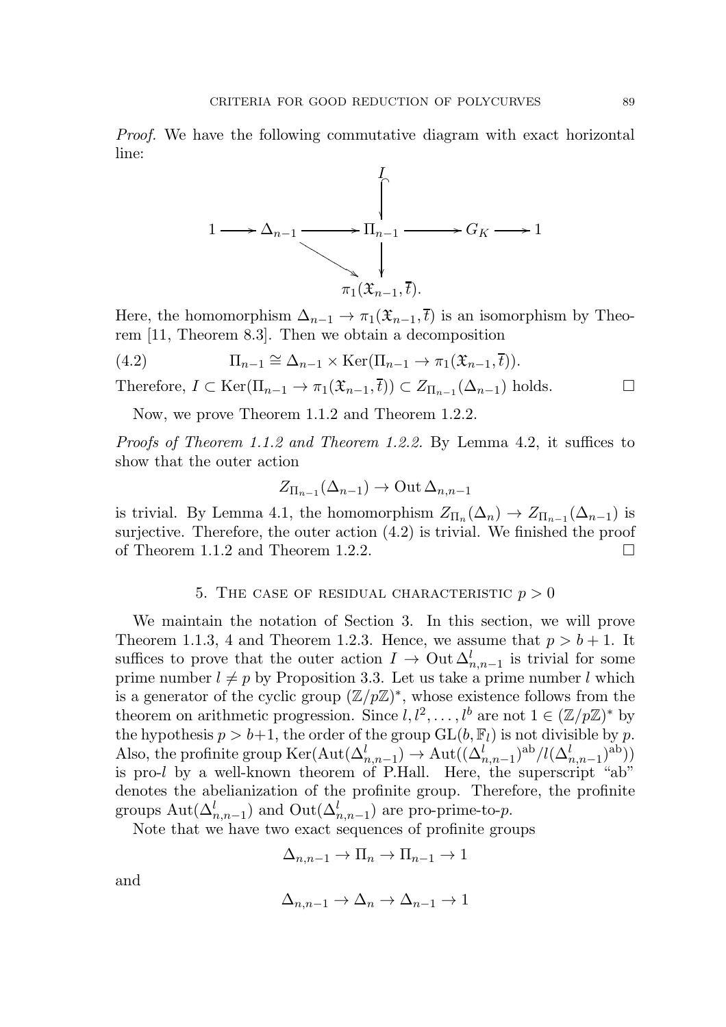*Proof.* We have the following commutative diagram with exact horizontal line:

$$\begin{array}{ccccccc} & & & I & & & \\ & & & \downarrow & & & \\ 1 \longrightarrow & \Delta_{n-1} & \longrightarrow & \Pi_{n-1} & \longrightarrow & G_K & \longrightarrow 1 \\ & & \searrow & \downarrow & & & \\ & & & \pi_1(\mathfrak{X}_{n-1}, \overline{t}). & & & \end{array}$$

Here, the homomorphism $\Delta_{n-1} \to \pi_1(\mathfrak{X}_{n-1}, \overline{t})$ is an isomorphism by Theorem [11, Theorem 8.3]. Then we obtain a decomposition

$$\Pi_{n-1} \cong \Delta_{n-1} \times \mathrm{Ker}(\Pi_{n-1} \to \pi_1(\mathfrak{X}_{n-1}, \overline{t})). \tag{4.2}$$

Therefore, $I \subset \mathrm{Ker}(\Pi_{n-1} \to \pi_1(\mathfrak{X}_{n-1}, \overline{t})) \subset Z_{\Pi_{n-1}}(\Delta_{n-1})$ holds. □

Now, we prove Theorem 1.1.2 and Theorem 1.2.2.

*Proofs of Theorem 1.1.2 and Theorem 1.2.2.* By Lemma 4.2, it suffices to show that the outer action

$$Z_{\Pi_{n-1}}(\Delta_{n-1}) \to \mathrm{Out}\,\Delta_{n,n-1}$$

is trivial. By Lemma 4.1, the homomorphism $Z_{\Pi_n}(\Delta_n) \to Z_{\Pi_{n-1}}(\Delta_{n-1})$ is surjective. Therefore, the outer action (4.2) is trivial. We finished the proof of Theorem 1.1.2 and Theorem 1.2.2. □

## 5. The case of residual characteristic $p > 0$

We maintain the notation of Section 3. In this section, we will prove Theorem 1.1.3, 4 and Theorem 1.2.3. Hence, we assume that $p > b + 1$. It suffices to prove that the outer action $I \to \mathrm{Out}\,\Delta^l_{n,n-1}$ is trivial for some prime number $l \neq p$ by Proposition 3.3. Let us take a prime number $l$ which is a generator of the cyclic group $(\mathbb{Z}/p\mathbb{Z})^*$, whose existence follows from the theorem on arithmetic progression. Since $l, l^2, \ldots, l^b$ are not $1 \in (\mathbb{Z}/p\mathbb{Z})^*$ by the hypothesis $p > b+1$, the order of the group $\mathrm{GL}(b, \mathbb{F}_l)$ is not divisible by $p$. Also, the profinite group $\mathrm{Ker}(\mathrm{Aut}(\Delta^l_{n,n-1}) \to \mathrm{Aut}((\Delta^l_{n,n-1})^{\mathrm{ab}}/l(\Delta^l_{n,n-1})^{\mathrm{ab}}))$ is pro-$l$ by a well-known theorem of P.Hall. Here, the superscript "ab" denotes the abelianization of the profinite group. Therefore, the profinite groups $\mathrm{Aut}(\Delta^l_{n,n-1})$ and $\mathrm{Out}(\Delta^l_{n,n-1})$ are pro-prime-to-$p$.

Note that we have two exact sequences of profinite groups

$$\Delta_{n,n-1} \to \Pi_n \to \Pi_{n-1} \to 1$$

and

$$\Delta_{n,n-1} \to \Delta_n \to \Delta_{n-1} \to 1$$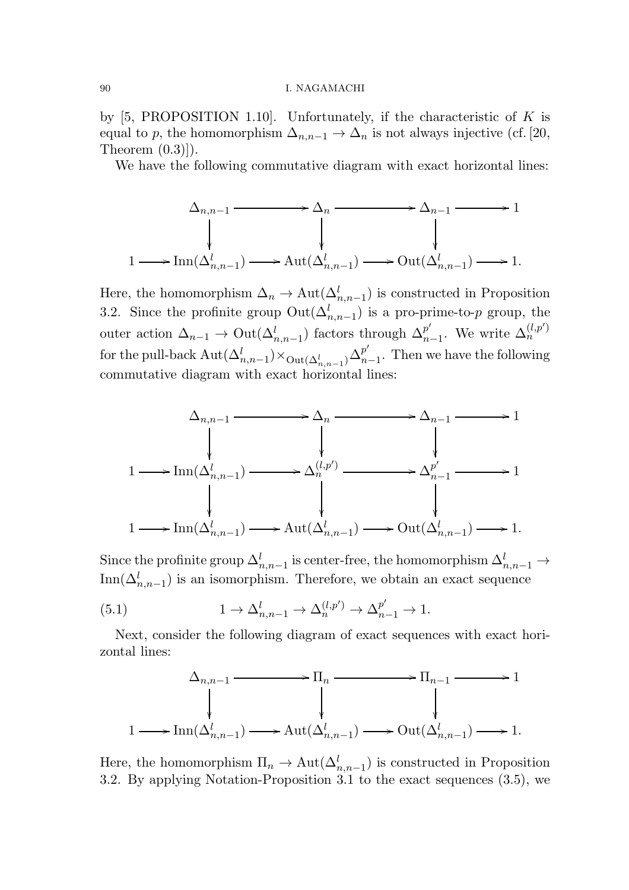by [5, PROPOSITION 1.10]. Unfortunately, if the characteristic of $K$ is equal to $p$, the homomorphism $\Delta_{n,n-1} \to \Delta_n$ is not always injective (cf. [20, Theorem (0.3)]).

We have the following commutative diagram with exact horizontal lines:

$$
\begin{array}{ccccccccc}
 & & \Delta_{n,n-1} & \longrightarrow & \Delta_n & \longrightarrow & \Delta_{n-1} & \longrightarrow & 1 \\
 & & \downarrow & & \downarrow & & \downarrow & & \\
1 & \longrightarrow & \mathrm{Inn}(\Delta^l_{n,n-1}) & \longrightarrow & \mathrm{Aut}(\Delta^l_{n,n-1}) & \longrightarrow & \mathrm{Out}(\Delta^l_{n,n-1}) & \longrightarrow & 1.
\end{array}
$$

Here, the homomorphism $\Delta_n \to \mathrm{Aut}(\Delta^l_{n,n-1})$ is constructed in Proposition 3.2. Since the profinite group $\mathrm{Out}(\Delta^l_{n,n-1})$ is a pro-prime-to-$p$ group, the outer action $\Delta_{n-1} \to \mathrm{Out}(\Delta^l_{n,n-1})$ factors through $\Delta^{p'}_{n-1}$. We write $\Delta^{(l,p')}_n$ for the pull-back $\mathrm{Aut}(\Delta^l_{n,n-1}) \times_{\mathrm{Out}(\Delta^l_{n,n-1})} \Delta^{p'}_{n-1}$. Then we have the following commutative diagram with exact horizontal lines:

$$
\begin{array}{ccccccccc}
 & & \Delta_{n,n-1} & \longrightarrow & \Delta_n & \longrightarrow & \Delta_{n-1} & \longrightarrow & 1 \\
 & & \downarrow & & \downarrow & & \downarrow & & \\
1 & \longrightarrow & \mathrm{Inn}(\Delta^l_{n,n-1}) & \longrightarrow & \Delta^{(l,p')}_n & \longrightarrow & \Delta^{p'}_{n-1} & \longrightarrow & 1 \\
 & & \downarrow & & \downarrow & & \downarrow & & \\
1 & \longrightarrow & \mathrm{Inn}(\Delta^l_{n,n-1}) & \longrightarrow & \mathrm{Aut}(\Delta^l_{n,n-1}) & \longrightarrow & \mathrm{Out}(\Delta^l_{n,n-1}) & \longrightarrow & 1.
\end{array}
$$

Since the profinite group $\Delta^l_{n,n-1}$ is center-free, the homomorphism $\Delta^l_{n,n-1} \to \mathrm{Inn}(\Delta^l_{n,n-1})$ is an isomorphism. Therefore, we obtain an exact sequence

$$
1 \to \Delta^l_{n,n-1} \to \Delta^{(l,p')}_n \to \Delta^{p'}_{n-1} \to 1. \tag{5.1}
$$

Next, consider the following diagram of exact sequences with exact horizontal lines:

$$
\begin{array}{ccccccccc}
 & & \Delta_{n,n-1} & \longrightarrow & \Pi_n & \longrightarrow & \Pi_{n-1} & \longrightarrow & 1 \\
 & & \downarrow & & \downarrow & & \downarrow & & \\
1 & \longrightarrow & \mathrm{Inn}(\Delta^l_{n,n-1}) & \longrightarrow & \mathrm{Aut}(\Delta^l_{n,n-1}) & \longrightarrow & \mathrm{Out}(\Delta^l_{n,n-1}) & \longrightarrow & 1.
\end{array}
$$

Here, the homomorphism $\Pi_n \to \mathrm{Aut}(\Delta^l_{n,n-1})$ is constructed in Proposition 3.2. By applying Notation-Proposition 3.1 to the exact sequences (3.5), we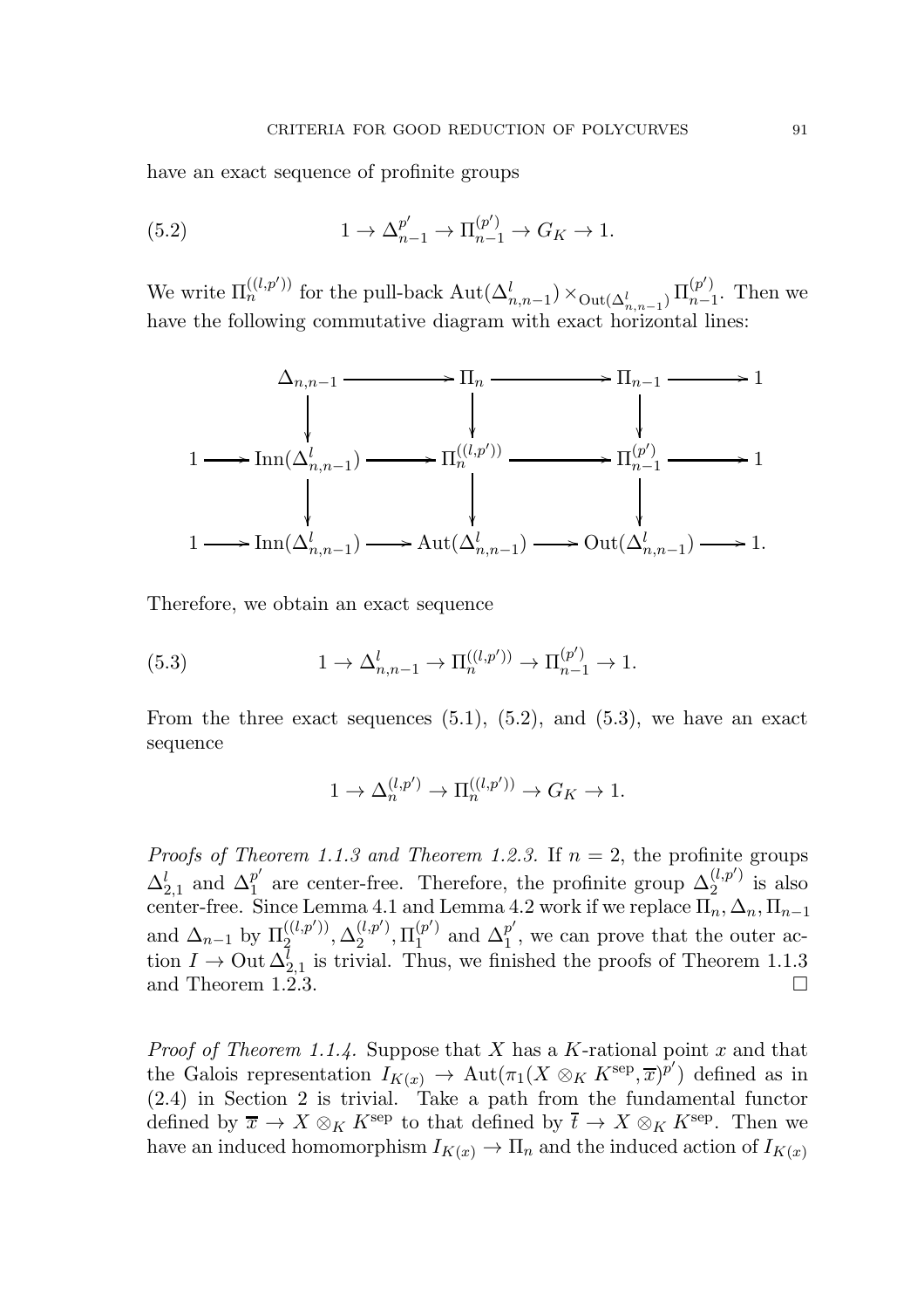have an exact sequence of profinite groups

$$1 \to \Delta_{n-1}^{p'} \to \Pi_{n-1}^{(p')} \to G_K \to 1. \tag{5.2}$$

We write $\Pi_n^{((l,p'))}$ for the pull-back $\mathrm{Aut}(\Delta_{n,n-1}^l) \times_{\mathrm{Out}(\Delta_{n,n-1}^l)} \Pi_{n-1}^{(p')}$. Then we have the following commutative diagram with exact horizontal lines:

$$\begin{array}{ccccccccc}
 & & \Delta_{n,n-1} & \longrightarrow & \Pi_n & \longrightarrow & \Pi_{n-1} & \longrightarrow & 1 \\
 & & \downarrow & & \downarrow & & \downarrow & & \\
1 & \longrightarrow & \mathrm{Inn}(\Delta_{n,n-1}^l) & \longrightarrow & \Pi_n^{((l,p'))} & \longrightarrow & \Pi_{n-1}^{(p')} & \longrightarrow & 1 \\
 & & \downarrow & & \downarrow & & \downarrow & & \\
1 & \longrightarrow & \mathrm{Inn}(\Delta_{n,n-1}^l) & \longrightarrow & \mathrm{Aut}(\Delta_{n,n-1}^l) & \longrightarrow & \mathrm{Out}(\Delta_{n,n-1}^l) & \longrightarrow & 1.
\end{array}$$

Therefore, we obtain an exact sequence

$$1 \to \Delta_{n,n-1}^l \to \Pi_n^{((l,p'))} \to \Pi_{n-1}^{(p')} \to 1. \tag{5.3}$$

From the three exact sequences (5.1), (5.2), and (5.3), we have an exact sequence

$$1 \to \Delta_n^{(l,p')} \to \Pi_n^{((l,p'))} \to G_K \to 1.$$

*Proofs of Theorem 1.1.3 and Theorem 1.2.3.* If $n = 2$, the profinite groups $\Delta_{2,1}^l$ and $\Delta_1^{p'}$ are center-free. Therefore, the profinite group $\Delta_2^{(l,p')}$ is also center-free. Since Lemma 4.1 and Lemma 4.2 work if we replace $\Pi_n, \Delta_n, \Pi_{n-1}$ and $\Delta_{n-1}$ by $\Pi_2^{((l,p'))}, \Delta_2^{(l,p')}, \Pi_1^{(p')}$ and $\Delta_1^{p'}$, we can prove that the outer action $I \to \mathrm{Out}\, \Delta_{2,1}^l$ is trivial. Thus, we finished the proofs of Theorem 1.1.3 and Theorem 1.2.3. □

*Proof of Theorem 1.1.4.* Suppose that $X$ has a $K$-rational point $x$ and that the Galois representation $I_{K(x)} \to \mathrm{Aut}(\pi_1(X \otimes_K K^{\mathrm{sep}}, \overline{x})^{p'})$ defined as in (2.4) in Section 2 is trivial. Take a path from the fundamental functor defined by $\overline{x} \to X \otimes_K K^{\mathrm{sep}}$ to that defined by $\overline{t} \to X \otimes_K K^{\mathrm{sep}}$. Then we have an induced homomorphism $I_{K(x)} \to \Pi_n$ and the induced action of $I_{K(x)}$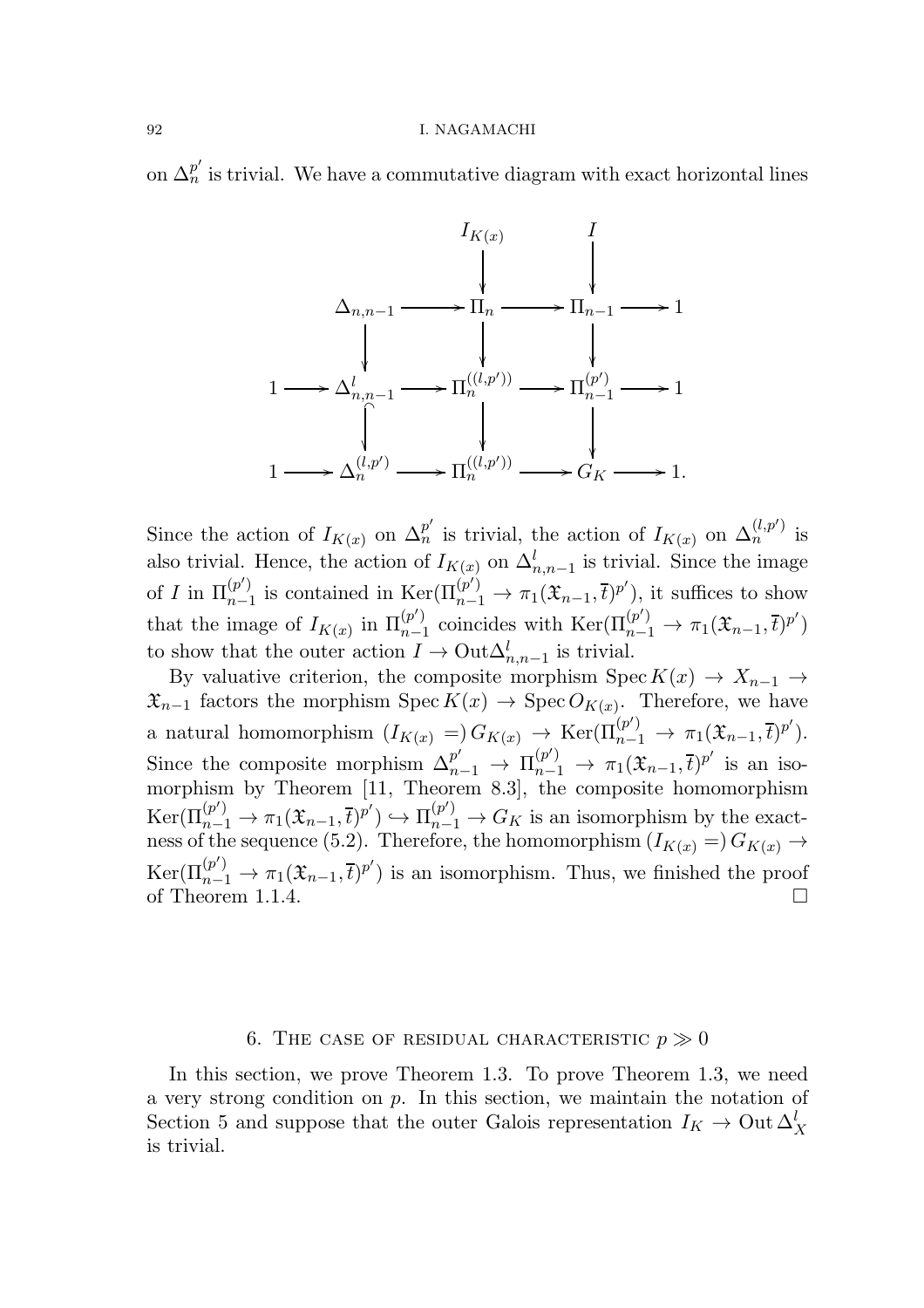on $\Delta_n^{p'}$ is trivial. We have a commutative diagram with exact horizontal lines

$$
\begin{array}{ccccccccc}
 & & & & I_{K(x)} & & I & & \\
 & & & & \downarrow & & \downarrow & & \\
 & & \Delta_{n,n-1} & \longrightarrow & \Pi_n & \longrightarrow & \Pi_{n-1} & \longrightarrow & 1 \\
 & & \downarrow & & \downarrow & & \downarrow & & \\
1 & \longrightarrow & \Delta^l_{n,n-1} & \longrightarrow & \Pi_n^{((l,p'))} & \longrightarrow & \Pi_{n-1}^{(p')} & \longrightarrow & 1 \\
 & & \cap\!\!\downarrow & & \downarrow & & \downarrow & & \\
1 & \longrightarrow & \Delta_n^{(l,p')} & \longrightarrow & \Pi_n^{((l,p'))} & \longrightarrow & G_K & \longrightarrow & 1.
\end{array}
$$

Since the action of $I_{K(x)}$ on $\Delta_n^{p'}$ is trivial, the action of $I_{K(x)}$ on $\Delta_n^{(l,p')}$ is also trivial. Hence, the action of $I_{K(x)}$ on $\Delta^l_{n,n-1}$ is trivial. Since the image of $I$ in $\Pi_{n-1}^{(p')}$ is contained in $\mathrm{Ker}(\Pi_{n-1}^{(p')} \to \pi_1(\mathfrak{X}_{n-1}, \overline{t})^{p'})$, it suffices to show that the image of $I_{K(x)}$ in $\Pi_{n-1}^{(p')}$ coincides with $\mathrm{Ker}(\Pi_{n-1}^{(p')} \to \pi_1(\mathfrak{X}_{n-1}, \overline{t})^{p'})$ to show that the outer action $I \to \mathrm{Out}\Delta^l_{n,n-1}$ is trivial.

By valuative criterion, the composite morphism $\mathrm{Spec}\, K(x) \to X_{n-1} \to \mathfrak{X}_{n-1}$ factors the morphism $\mathrm{Spec}\, K(x) \to \mathrm{Spec}\, O_{K(x)}$. Therefore, we have a natural homomorphism $(I_{K(x)} =)\, G_{K(x)} \to \mathrm{Ker}(\Pi_{n-1}^{(p')} \to \pi_1(\mathfrak{X}_{n-1}, \overline{t})^{p'})$. Since the composite morphism $\Delta_{n-1}^{p'} \to \Pi_{n-1}^{(p')} \to \pi_1(\mathfrak{X}_{n-1}, \overline{t})^{p'}$ is an isomorphism by Theorem [11, Theorem 8.3], the composite homomorphism $\mathrm{Ker}(\Pi_{n-1}^{(p')} \to \pi_1(\mathfrak{X}_{n-1}, \overline{t})^{p'}) \hookrightarrow \Pi_{n-1}^{(p')} \to G_K$ is an isomorphism by the exactness of the sequence (5.2). Therefore, the homomorphism $(I_{K(x)} =)\, G_{K(x)} \to \mathrm{Ker}(\Pi_{n-1}^{(p')} \to \pi_1(\mathfrak{X}_{n-1}, \overline{t})^{p'})$ is an isomorphism. Thus, we finished the proof of Theorem 1.1.4. $\square$

## 6. The case of residual characteristic $p \gg 0$

In this section, we prove Theorem 1.3. To prove Theorem 1.3, we need a very strong condition on $p$. In this section, we maintain the notation of Section 5 and suppose that the outer Galois representation $I_K \to \mathrm{Out}\, \Delta^l_X$ is trivial.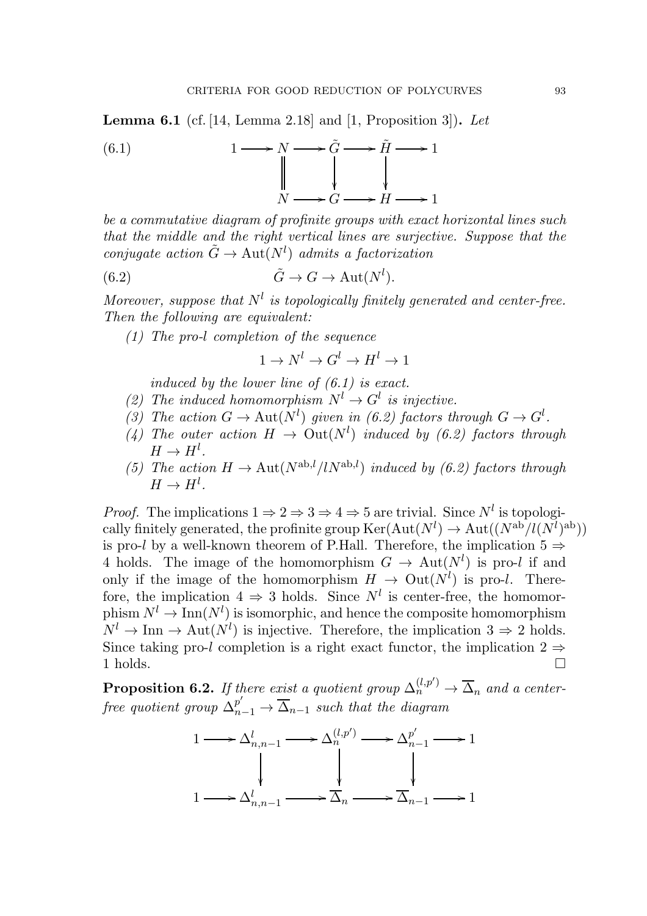**Lemma 6.1** (cf. [14, Lemma 2.18] and [1, Proposition 3]). *Let*

$$
\begin{array}{ccccccccc}
1 & \longrightarrow & N & \longrightarrow & \tilde{G} & \longrightarrow & \tilde{H} & \longrightarrow & 1 \\
 & & \| & & \downarrow & & \downarrow & & \\
 & & N & \longrightarrow & G & \longrightarrow & H & \longrightarrow & 1
\end{array}
\tag{6.1}
$$

*be a commutative diagram of profinite groups with exact horizontal lines such that the middle and the right vertical lines are surjective. Suppose that the conjugate action $\tilde{G} \to \mathrm{Aut}(N^l)$ admits a factorization*

$$
\tilde{G} \to G \to \mathrm{Aut}(N^l). \tag{6.2}
$$

*Moreover, suppose that $N^l$ is topologically finitely generated and center-free. Then the following are equivalent:*

*(1) The pro-$l$ completion of the sequence*

$$1 \to N^l \to G^l \to H^l \to 1$$

*induced by the lower line of (6.1) is exact.*

*(2) The induced homomorphism $N^l \to G^l$ is injective.*

*(3) The action $G \to \mathrm{Aut}(N^l)$ given in (6.2) factors through $G \to G^l$.*

*(4) The outer action $H \to \mathrm{Out}(N^l)$ induced by (6.2) factors through $H \to H^l$.*

*(5) The action $H \to \mathrm{Aut}(N^{\mathrm{ab},l}/lN^{\mathrm{ab},l})$ induced by (6.2) factors through $H \to H^l$.*

*Proof.* The implications $1 \Rightarrow 2 \Rightarrow 3 \Rightarrow 4 \Rightarrow 5$ are trivial. Since $N^l$ is topologically finitely generated, the profinite group $\mathrm{Ker}(\mathrm{Aut}(N^l) \to \mathrm{Aut}((N^{\mathrm{ab}}/l(N^l)^{\mathrm{ab}}))$ is pro-$l$ by a well-known theorem of P.Hall. Therefore, the implication $5 \Rightarrow 4$ holds. The image of the homomorphism $G \to \mathrm{Aut}(N^l)$ is pro-$l$ if and only if the image of the homomorphism $H \to \mathrm{Out}(N^l)$ is pro-$l$. Therefore, the implication $4 \Rightarrow 3$ holds. Since $N^l$ is center-free, the homomorphism $N^l \to \mathrm{Inn}(N^l)$ is isomorphic, and hence the composite homomorphism $N^l \to \mathrm{Inn} \to \mathrm{Aut}(N^l)$ is injective. Therefore, the implication $3 \Rightarrow 2$ holds. Since taking pro-$l$ completion is a right exact functor, the implication $2 \Rightarrow 1$ holds. $\square$

**Proposition 6.2.** *If there exist a quotient group $\Delta_n^{(l,p')} \to \overline{\Delta}_n$ and a center-free quotient group $\Delta_{n-1}^{p'} \to \overline{\Delta}_{n-1}$ such that the diagram*

$$
\begin{array}{ccccccccc}
1 & \longrightarrow & \Delta_{n,n-1}^l & \longrightarrow & \Delta_n^{(l,p')} & \longrightarrow & \Delta_{n-1}^{p'} & \longrightarrow & 1 \\
 & & \downarrow & & \downarrow & & \downarrow & & \\
1 & \longrightarrow & \Delta_{n,n-1}^l & \longrightarrow & \overline{\Delta}_n & \longrightarrow & \overline{\Delta}_{n-1} & \longrightarrow & 1
\end{array}
$$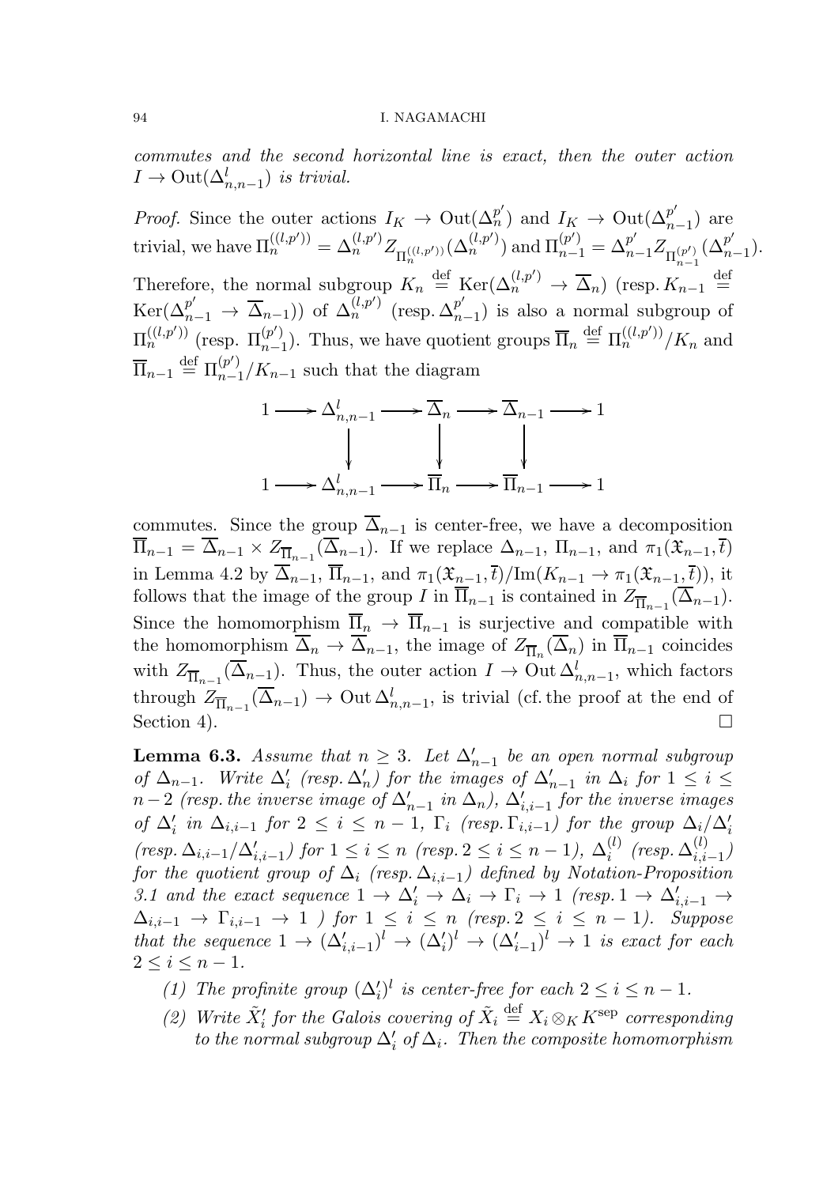*commutes and the second horizontal line is exact, then the outer action* $I \to \mathrm{Out}(\Delta^l_{n,n-1})$ *is trivial.*

*Proof.* Since the outer actions $I_K \to \mathrm{Out}(\Delta_n^{p'})$ and $I_K \to \mathrm{Out}(\Delta_{n-1}^{p'})$ are trivial, we have $\Pi_n^{((l,p'))} = \Delta_n^{(l,p')} Z_{\Pi_n^{((l,p'))}}(\Delta_n^{(l,p')})$ and $\Pi_{n-1}^{(p')} = \Delta_{n-1}^{p'} Z_{\Pi_{n-1}^{(p')}}(\Delta_{n-1}^{p'})$. Therefore, the normal subgroup $K_n \stackrel{\mathrm{def}}{=} \mathrm{Ker}(\Delta_n^{(l,p')} \to \overline{\Delta}_n)$ (resp. $K_{n-1} \stackrel{\mathrm{def}}{=} \mathrm{Ker}(\Delta_{n-1}^{p'} \to \overline{\Delta}_{n-1})$) of $\Delta_n^{(l,p')}$ (resp. $\Delta_{n-1}^{p'}$) is also a normal subgroup of $\Pi_n^{((l,p'))}$ (resp. $\Pi_{n-1}^{(p')}$). Thus, we have quotient groups $\overline{\Pi}_n \stackrel{\mathrm{def}}{=} \Pi_n^{((l,p'))}/K_n$ and $\overline{\Pi}_{n-1} \stackrel{\mathrm{def}}{=} \Pi_{n-1}^{(p')}/K_{n-1}$ such that the diagram

$$\begin{array}{ccccccccc}
1 & \longrightarrow & \Delta^l_{n,n-1} & \longrightarrow & \overline{\Delta}_n & \longrightarrow & \overline{\Delta}_{n-1} & \longrightarrow & 1 \\
 & & \big\downarrow & & \big\downarrow & & \big\downarrow & & \\
1 & \longrightarrow & \Delta^l_{n,n-1} & \longrightarrow & \overline{\Pi}_n & \longrightarrow & \overline{\Pi}_{n-1} & \longrightarrow & 1
\end{array}$$

commutes. Since the group $\overline{\Delta}_{n-1}$ is center-free, we have a decomposition $\overline{\Pi}_{n-1} = \overline{\Delta}_{n-1} \times Z_{\overline{\Pi}_{n-1}}(\overline{\Delta}_{n-1})$. If we replace $\Delta_{n-1}$, $\Pi_{n-1}$, and $\pi_1(\mathfrak{X}_{n-1}, \overline{t})$ in Lemma 4.2 by $\overline{\Delta}_{n-1}$, $\overline{\Pi}_{n-1}$, and $\pi_1(\mathfrak{X}_{n-1}, \overline{t})/\mathrm{Im}(K_{n-1} \to \pi_1(\mathfrak{X}_{n-1}, \overline{t}))$, it follows that the image of the group $I$ in $\overline{\Pi}_{n-1}$ is contained in $Z_{\overline{\Pi}_{n-1}}(\overline{\Delta}_{n-1})$. Since the homomorphism $\overline{\Pi}_n \to \overline{\Pi}_{n-1}$ is surjective and compatible with the homomorphism $\overline{\Delta}_n \to \overline{\Delta}_{n-1}$, the image of $Z_{\overline{\Pi}_n}(\overline{\Delta}_n)$ in $\overline{\Pi}_{n-1}$ coincides with $Z_{\overline{\Pi}_{n-1}}(\overline{\Delta}_{n-1})$. Thus, the outer action $I \to \mathrm{Out}\,\Delta^l_{n,n-1}$, which factors through $Z_{\overline{\Pi}_{n-1}}(\overline{\Delta}_{n-1}) \to \mathrm{Out}\,\Delta^l_{n,n-1}$, is trivial (cf. the proof at the end of Section 4). $\square$

**Lemma 6.3.** *Assume that $n \geq 3$. Let $\Delta'_{n-1}$ be an open normal subgroup of $\Delta_{n-1}$. Write $\Delta'_i$ (resp. $\Delta'_n$) for the images of $\Delta'_{n-1}$ in $\Delta_i$ for $1 \leq i \leq n-2$ (resp. the inverse image of $\Delta'_{n-1}$ in $\Delta_n$), $\Delta'_{i,i-1}$ for the inverse images of $\Delta'_i$ in $\Delta_{i,i-1}$ for $2 \leq i \leq n-1$, $\Gamma_i$ (resp. $\Gamma_{i,i-1}$) for the group $\Delta_i/\Delta'_i$ (resp. $\Delta_{i,i-1}/\Delta'_{i,i-1}$) for $1 \leq i \leq n$ (resp. $2 \leq i \leq n-1$), $\Delta_i^{(l)}$ (resp. $\Delta_{i,i-1}^{(l)}$) for the quotient group of $\Delta_i$ (resp. $\Delta_{i,i-1}$) defined by Notation-Proposition 3.1 and the exact sequence $1 \to \Delta'_i \to \Delta_i \to \Gamma_i \to 1$ (resp. $1 \to \Delta'_{i,i-1} \to \Delta_{i,i-1} \to \Gamma_{i,i-1} \to 1$ ) for $1 \leq i \leq n$ (resp. $2 \leq i \leq n-1$). Suppose that the sequence $1 \to (\Delta'_{i,i-1})^l \to (\Delta'_i)^l \to (\Delta'_{i-1})^l \to 1$ is exact for each $2 \leq i \leq n-1$.*

1. *The profinite group $(\Delta'_i)^l$ is center-free for each $2 \leq i \leq n-1$.*
2. *Write $\tilde{X}'_i$ for the Galois covering of $\tilde{X}_i \stackrel{\mathrm{def}}{=} X_i \otimes_K K^{\mathrm{sep}}$ corresponding to the normal subgroup $\Delta'_i$ of $\Delta_i$. Then the composite homomorphism*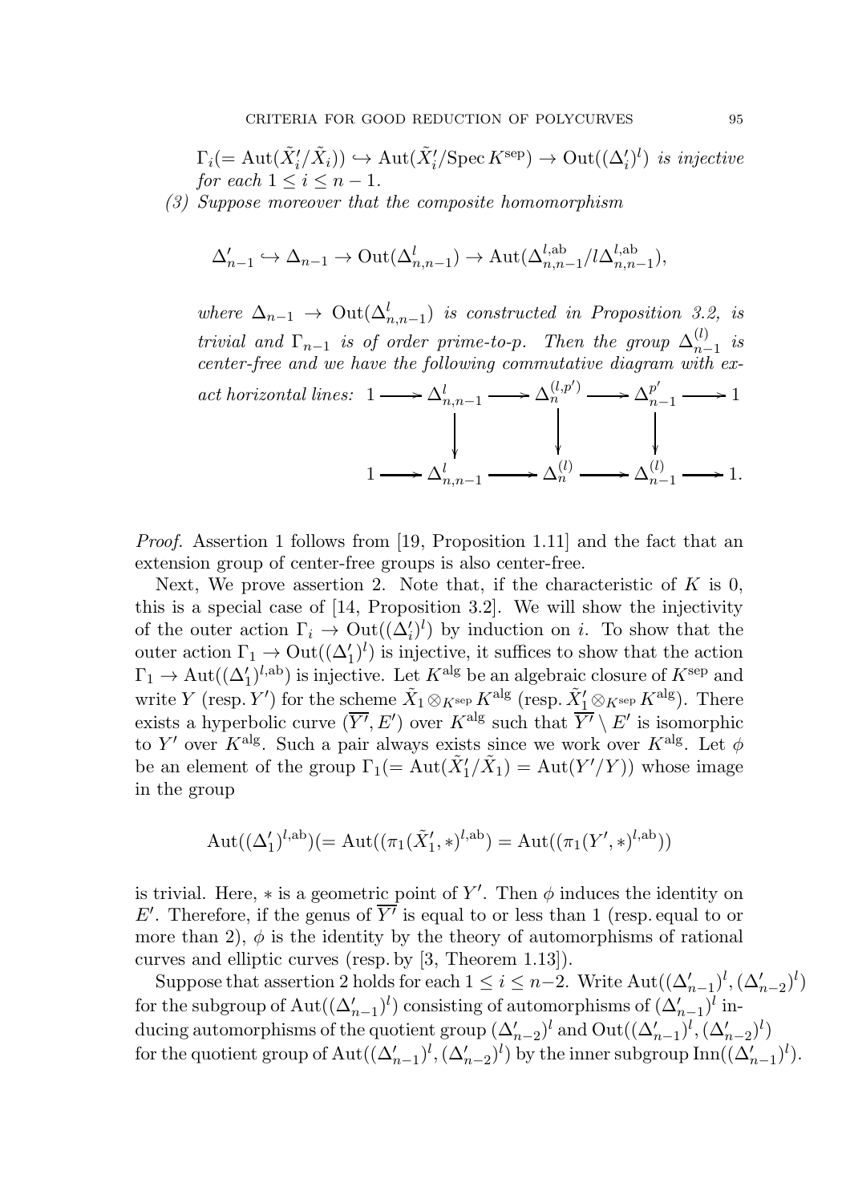$\Gamma_i(= \mathrm{Aut}(\tilde{X}_i'/\tilde{X}_i)) \hookrightarrow \mathrm{Aut}(\tilde{X}_i'/\mathrm{Spec}\, K^{\mathrm{sep}}) \to \mathrm{Out}((\Delta_i')^l)$ *is injective for each* $1 \leq i \leq n-1$.

*(3) Suppose moreover that the composite homomorphism*

$$\Delta_{n-1}' \hookrightarrow \Delta_{n-1} \to \mathrm{Out}(\Delta_{n,n-1}^l) \to \mathrm{Aut}(\Delta_{n,n-1}^{l,\mathrm{ab}}/l\Delta_{n,n-1}^{l,\mathrm{ab}}),$$

*where* $\Delta_{n-1} \to \mathrm{Out}(\Delta_{n,n-1}^l)$ *is constructed in Proposition 3.2, is trivial and* $\Gamma_{n-1}$ *is of order prime-to-p. Then the group* $\Delta_{n-1}^{(l)}$ *is center-free and we have the following commutative diagram with exact horizontal lines:*

$$\begin{array}{ccccccccc}
1 & \longrightarrow & \Delta_{n,n-1}^l & \longrightarrow & \Delta_n^{(l,p')} & \longrightarrow & \Delta_{n-1}^{p'} & \longrightarrow & 1 \\
 & & \downarrow & & \downarrow & & \downarrow & & \\
1 & \longrightarrow & \Delta_{n,n-1}^l & \longrightarrow & \Delta_n^{(l)} & \longrightarrow & \Delta_{n-1}^{(l)} & \longrightarrow & 1.
\end{array}$$

*Proof.* Assertion 1 follows from [19, Proposition 1.11] and the fact that an extension group of center-free groups is also center-free.

Next, We prove assertion 2. Note that, if the characteristic of $K$ is 0, this is a special case of [14, Proposition 3.2]. We will show the injectivity of the outer action $\Gamma_i \to \mathrm{Out}((\Delta_i')^l)$ by induction on $i$. To show that the outer action $\Gamma_1 \to \mathrm{Out}((\Delta_1')^l)$ is injective, it suffices to show that the action $\Gamma_1 \to \mathrm{Aut}((\Delta_1')^{l,\mathrm{ab}})$ is injective. Let $K^{\mathrm{alg}}$ be an algebraic closure of $K^{\mathrm{sep}}$ and write $Y$ (resp. $Y'$) for the scheme $\tilde{X}_1 \otimes_{K^{\mathrm{sep}}} K^{\mathrm{alg}}$ (resp. $\tilde{X}_1' \otimes_{K^{\mathrm{sep}}} K^{\mathrm{alg}}$). There exists a hyperbolic curve $(\overline{Y'}, E')$ over $K^{\mathrm{alg}}$ such that $\overline{Y'} \setminus E'$ is isomorphic to $Y'$ over $K^{\mathrm{alg}}$. Such a pair always exists since we work over $K^{\mathrm{alg}}$. Let $\phi$ be an element of the group $\Gamma_1(= \mathrm{Aut}(\tilde{X}_1'/\tilde{X}_1) = \mathrm{Aut}(Y'/Y))$ whose image in the group

$$\mathrm{Aut}((\Delta_1')^{l,\mathrm{ab}})(= \mathrm{Aut}((\pi_1(\tilde{X}_1', *)^{l,\mathrm{ab}}) = \mathrm{Aut}((\pi_1(Y', *)^{l,\mathrm{ab}}))$$

is trivial. Here, $*$ is a geometric point of $Y'$. Then $\phi$ induces the identity on $E'$. Therefore, if the genus of $\overline{Y'}$ is equal to or less than 1 (resp. equal to or more than 2), $\phi$ is the identity by the theory of automorphisms of rational curves and elliptic curves (resp. by [3, Theorem 1.13]).

Suppose that assertion 2 holds for each $1 \leq i \leq n-2$. Write $\mathrm{Aut}((\Delta_{n-1}')^l, (\Delta_{n-2}')^l)$ for the subgroup of $\mathrm{Aut}((\Delta_{n-1}')^l)$ consisting of automorphisms of $(\Delta_{n-1}')^l$ inducing automorphisms of the quotient group $(\Delta_{n-2}')^l$ and $\mathrm{Out}((\Delta_{n-1}')^l, (\Delta_{n-2}')^l)$ for the quotient group of $\mathrm{Aut}((\Delta_{n-1}')^l, (\Delta_{n-2}')^l)$ by the inner subgroup $\mathrm{Inn}((\Delta_{n-1}')^l)$.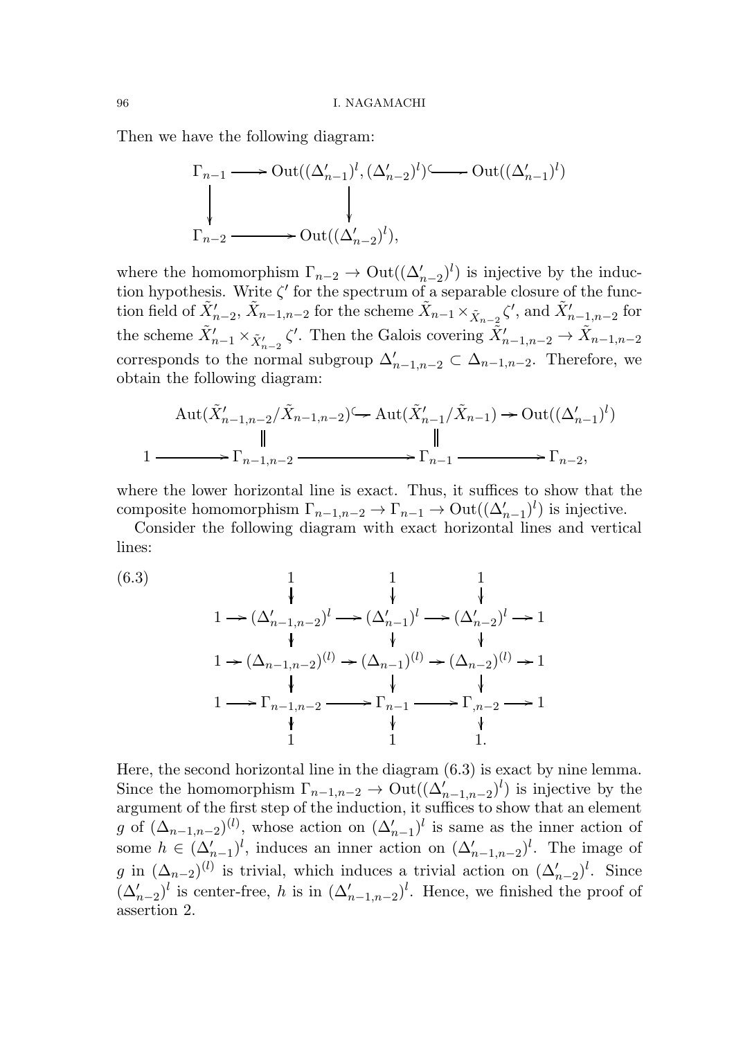Then we have the following diagram:

$$\begin{array}{ccccc}
\Gamma_{n-1} & \longrightarrow & \mathrm{Out}((\Delta'_{n-1})^l, (\Delta'_{n-2})^l) & \hookrightarrow & \mathrm{Out}((\Delta'_{n-1})^l) \\
\downarrow & & \downarrow & & \\
\Gamma_{n-2} & \longrightarrow & \mathrm{Out}((\Delta'_{n-2})^l), & &
\end{array}$$

where the homomorphism $\Gamma_{n-2} \to \mathrm{Out}((\Delta'_{n-2})^l)$ is injective by the induction hypothesis. Write $\zeta'$ for the spectrum of a separable closure of the function field of $\tilde{X}'_{n-2}$, $\tilde{X}_{n-1,n-2}$ for the scheme $\tilde{X}_{n-1} \times_{\tilde{X}_{n-2}} \zeta'$, and $\tilde{X}'_{n-1,n-2}$ for the scheme $\tilde{X}'_{n-1} \times_{\tilde{X}'_{n-2}} \zeta'$. Then the Galois covering $\tilde{X}'_{n-1,n-2} \to \tilde{X}_{n-1,n-2}$ corresponds to the normal subgroup $\Delta'_{n-1,n-2} \subset \Delta_{n-1,n-2}$. Therefore, we obtain the following diagram:

$$\begin{array}{ccccccc}
 & & \mathrm{Aut}(\tilde{X}'_{n-1,n-2}/\tilde{X}_{n-1,n-2}) & \hookrightarrow & \mathrm{Aut}(\tilde{X}'_{n-1}/\tilde{X}_{n-1}) & \to & \mathrm{Out}((\Delta'_{n-1})^l) \\
 & & \| & & \| & & \\
1 & \longrightarrow & \Gamma_{n-1,n-2} & \longrightarrow & \Gamma_{n-1} & \longrightarrow & \Gamma_{n-2},
\end{array}$$

where the lower horizontal line is exact. Thus, it suffices to show that the composite homomorphism $\Gamma_{n-1,n-2} \to \Gamma_{n-1} \to \mathrm{Out}((\Delta'_{n-1})^l)$ is injective.

Consider the following diagram with exact horizontal lines and vertical lines:

$$\begin{array}{ccccccccc}
 & & 1 & & 1 & & 1 & & \\
 & & \downarrow & & \downarrow & & \downarrow & & \\
1 & \to & (\Delta'_{n-1,n-2})^l & \to & (\Delta'_{n-1})^l & \to & (\Delta'_{n-2})^l & \to & 1 \\
 & & \downarrow & & \downarrow & & \downarrow & & \\
1 & \to & (\Delta_{n-1,n-2})^{(l)} & \to & (\Delta_{n-1})^{(l)} & \to & (\Delta_{n-2})^{(l)} & \to & 1 \\
 & & \downarrow & & \downarrow & & \downarrow & & \\
1 & \to & \Gamma_{n-1,n-2} & \to & \Gamma_{n-1} & \to & \Gamma_{,n-2} & \to & 1 \\
 & & \downarrow & & \downarrow & & \downarrow & & \\
 & & 1 & & 1 & & 1. & &
\end{array} \tag{6.3}$$

Here, the second horizontal line in the diagram (6.3) is exact by nine lemma. Since the homomorphism $\Gamma_{n-1,n-2} \to \mathrm{Out}((\Delta'_{n-1,n-2})^l)$ is injective by the argument of the first step of the induction, it suffices to show that an element $g$ of $(\Delta_{n-1,n-2})^{(l)}$, whose action on $(\Delta'_{n-1})^l$ is same as the inner action of some $h \in (\Delta'_{n-1})^l$, induces an inner action on $(\Delta'_{n-1,n-2})^l$. The image of $g$ in $(\Delta_{n-2})^{(l)}$ is trivial, which induces a trivial action on $(\Delta'_{n-2})^l$. Since $(\Delta'_{n-2})^l$ is center-free, $h$ is in $(\Delta'_{n-1,n-2})^l$. Hence, we finished the proof of assertion 2.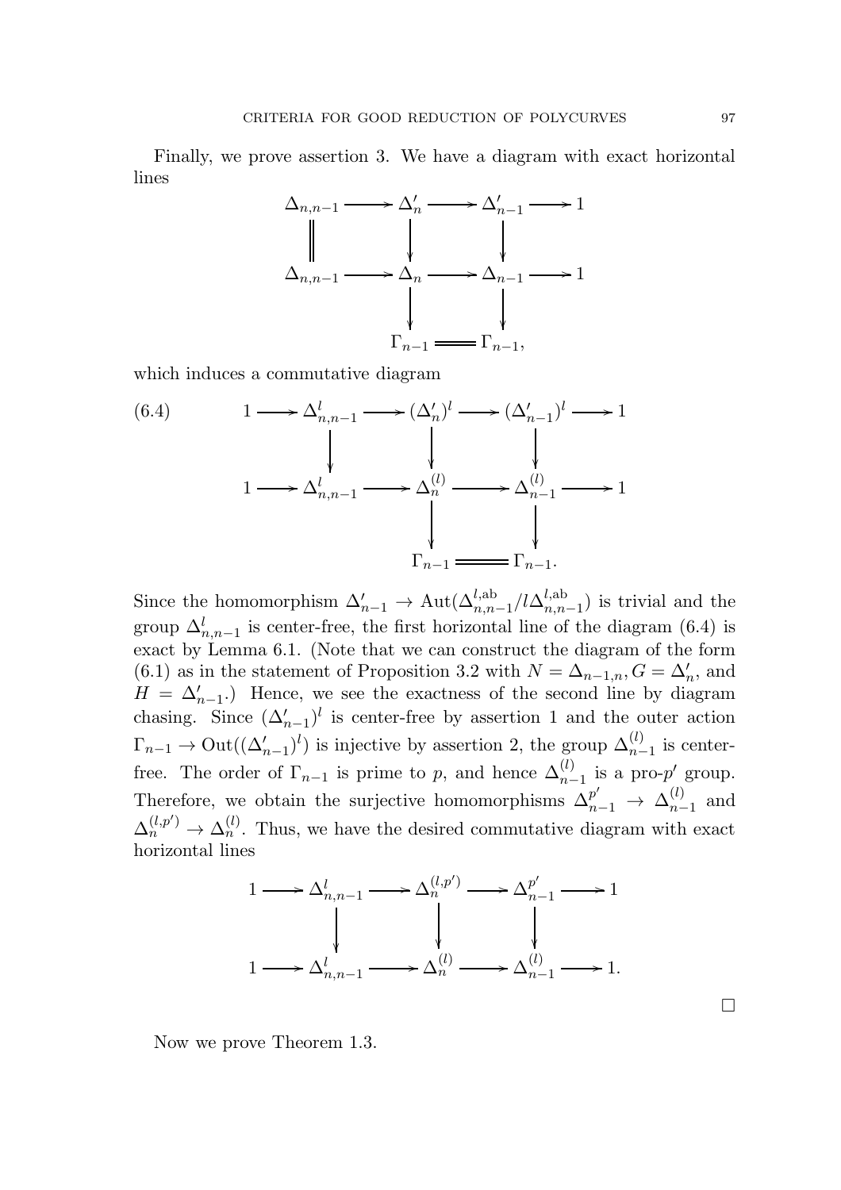Finally, we prove assertion 3. We have a diagram with exact horizontal lines

$$
\begin{array}{ccccccc}
\Delta_{n,n-1} & \longrightarrow & \Delta'_n & \longrightarrow & \Delta'_{n-1} & \longrightarrow & 1 \\
\| & & \downarrow & & \downarrow & & \\
\Delta_{n,n-1} & \longrightarrow & \Delta_n & \longrightarrow & \Delta_{n-1} & \longrightarrow & 1 \\
 & & \downarrow & & \downarrow & & \\
 & & \Gamma_{n-1} & = & \Gamma_{n-1}, & &
\end{array}
$$

which induces a commutative diagram

$$
(6.4) \qquad
\begin{array}{ccccccccc}
1 & \longrightarrow & \Delta^l_{n,n-1} & \longrightarrow & (\Delta'_n)^l & \longrightarrow & (\Delta'_{n-1})^l & \longrightarrow & 1 \\
 & & \downarrow & & \downarrow & & \downarrow & & \\
1 & \longrightarrow & \Delta^l_{n,n-1} & \longrightarrow & \Delta^{(l)}_n & \longrightarrow & \Delta^{(l)}_{n-1} & \longrightarrow & 1 \\
 & & & & \downarrow & & \downarrow & & \\
 & & & & \Gamma_{n-1} & = & \Gamma_{n-1}. & &
\end{array}
$$

Since the homomorphism $\Delta'_{n-1} \to \mathrm{Aut}(\Delta^{l,\mathrm{ab}}_{n,n-1}/l\Delta^{l,\mathrm{ab}}_{n,n-1})$ is trivial and the group $\Delta^l_{n,n-1}$ is center-free, the first horizontal line of the diagram (6.4) is exact by Lemma 6.1. (Note that we can construct the diagram of the form (6.1) as in the statement of Proposition 3.2 with $N = \Delta_{n-1,n}, G = \Delta'_n$, and $H = \Delta'_{n-1}$.) Hence, we see the exactness of the second line by diagram chasing. Since $(\Delta'_{n-1})^l$ is center-free by assertion 1 and the outer action $\Gamma_{n-1} \to \mathrm{Out}((\Delta'_{n-1})^l)$ is injective by assertion 2, the group $\Delta^{(l)}_{n-1}$ is center-free. The order of $\Gamma_{n-1}$ is prime to $p$, and hence $\Delta^{(l)}_{n-1}$ is a pro-$p'$ group. Therefore, we obtain the surjective homomorphisms $\Delta^{p'}_{n-1} \to \Delta^{(l)}_{n-1}$ and $\Delta^{(l,p')}_n \to \Delta^{(l)}_n$. Thus, we have the desired commutative diagram with exact horizontal lines

$$
\begin{array}{ccccccccc}
1 & \longrightarrow & \Delta^l_{n,n-1} & \longrightarrow & \Delta^{(l,p')}_n & \longrightarrow & \Delta^{p'}_{n-1} & \longrightarrow & 1 \\
 & & \downarrow & & \downarrow & & \downarrow & & \\
1 & \longrightarrow & \Delta^l_{n,n-1} & \longrightarrow & \Delta^{(l)}_n & \longrightarrow & \Delta^{(l)}_{n-1} & \longrightarrow & 1.
\end{array}
$$

$\square$

Now we prove Theorem 1.3.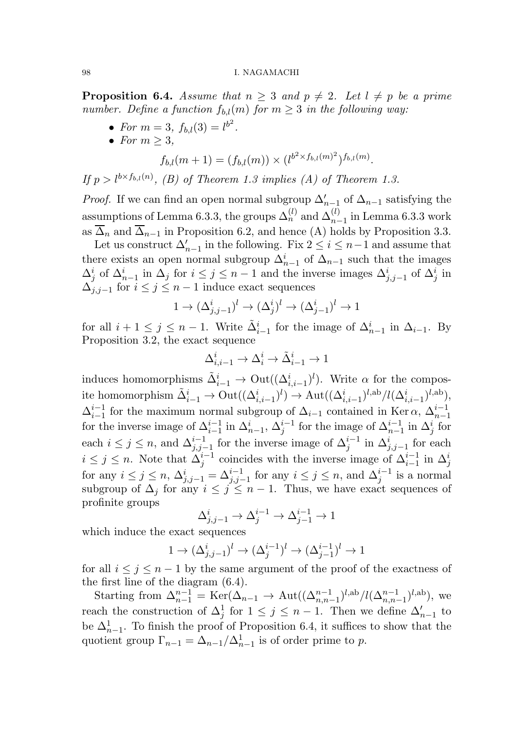**Proposition 6.4.** *Assume that $n \geq 3$ and $p \neq 2$. Let $l \neq p$ be a prime number. Define a function $f_{b,l}(m)$ for $m \geq 3$ in the following way:*

- *For $m = 3$, $f_{b,l}(3) = l^{b^2}$.*
- *For $m \geq 3$,*

$$f_{b,l}(m+1) = (f_{b,l}(m)) \times (l^{b^2 \times f_{b,l}(m)^2})^{f_{b,l}(m)}.$$

*If $p > l^{b \times f_{b,l}(n)}$, (B) of Theorem 1.3 implies (A) of Theorem 1.3.*

*Proof.* If we can find an open normal subgroup $\Delta'_{n-1}$ of $\Delta_{n-1}$ satisfying the assumptions of Lemma 6.3.3, the groups $\Delta_n^{(l)}$ and $\Delta_{n-1}^{(l)}$ in Lemma 6.3.3 work as $\overline{\Delta}_n$ and $\overline{\Delta}_{n-1}$ in Proposition 6.2, and hence (A) holds by Proposition 3.3.

Let us construct $\Delta'_{n-1}$ in the following. Fix $2 \leq i \leq n-1$ and assume that there exists an open normal subgroup $\Delta_{n-1}^i$ of $\Delta_{n-1}$ such that the images $\Delta_j^i$ of $\Delta_{n-1}^i$ in $\Delta_j$ for $i \leq j \leq n-1$ and the inverse images $\Delta_{j,j-1}^i$ of $\Delta_j^i$ in $\Delta_{j,j-1}$ for $i \leq j \leq n-1$ induce exact sequences

$$1 \to (\Delta_{j,j-1}^i)^l \to (\Delta_j^i)^l \to (\Delta_{j-1}^i)^l \to 1$$

for all $i+1 \leq j \leq n-1$. Write $\tilde{\Delta}_{i-1}^i$ for the image of $\Delta_{n-1}^i$ in $\Delta_{i-1}$. By Proposition 3.2, the exact sequence

$$\Delta_{i,i-1}^i \to \Delta_i^i \to \tilde{\Delta}_{i-1}^i \to 1$$

induces homomorphisms $\tilde{\Delta}_{i-1}^i \to \mathrm{Out}((\Delta_{i,i-1}^i)^l)$. Write $\alpha$ for the composite homomorphism $\tilde{\Delta}_{i-1}^i \to \mathrm{Out}((\Delta_{i,i-1}^i)^l) \to \mathrm{Aut}((\Delta_{i,i-1}^i)^{l,\mathrm{ab}}/l(\Delta_{i,i-1}^i)^{l,\mathrm{ab}})$, $\Delta_{i-1}^{i-1}$ for the maximum normal subgroup of $\Delta_{i-1}$ contained in $\mathrm{Ker}\,\alpha$, $\Delta_{n-1}^{i-1}$ for the inverse image of $\Delta_{i-1}^{i-1}$ in $\Delta_{n-1}^i$, $\Delta_j^{i-1}$ for the image of $\Delta_{n-1}^{i-1}$ in $\Delta_j^i$ for each $i \leq j \leq n$, and $\Delta_{j,j-1}^{i-1}$ for the inverse image of $\Delta_j^{i-1}$ in $\Delta_{j,j-1}^i$ for each $i \leq j \leq n$. Note that $\Delta_j^{i-1}$ coincides with the inverse image of $\Delta_{i-1}^{i-1}$ in $\Delta_j^i$ for any $i \leq j \leq n$, $\Delta_{j,j-1}^i = \Delta_{j,j-1}^{i-1}$ for any $i \leq j \leq n$, and $\Delta_j^{i-1}$ is a normal subgroup of $\Delta_j$ for any $i \leq j \leq n-1$. Thus, we have exact sequences of profinite groups

$$\Delta_{j,j-1}^i \to \Delta_j^{i-1} \to \Delta_{j-1}^{i-1} \to 1$$

which induce the exact sequences

$$1 \to (\Delta_{j,j-1}^i)^l \to (\Delta_j^{i-1})^l \to (\Delta_{j-1}^{i-1})^l \to 1$$

for all $i \leq j \leq n-1$ by the same argument of the proof of the exactness of the first line of the diagram (6.4).

Starting from $\Delta_{n-1}^{n-1} = \mathrm{Ker}(\Delta_{n-1} \to \mathrm{Aut}((\Delta_{n,n-1}^{n-1})^{l,\mathrm{ab}}/l(\Delta_{n,n-1}^{n-1})^{l,\mathrm{ab}})$, we reach the construction of $\Delta_j^1$ for $1 \leq j \leq n-1$. Then we define $\Delta'_{n-1}$ to be $\Delta_{n-1}^1$. To finish the proof of Proposition 6.4, it suffices to show that the quotient group $\Gamma_{n-1} = \Delta_{n-1}/\Delta_{n-1}^1$ is of order prime to $p$.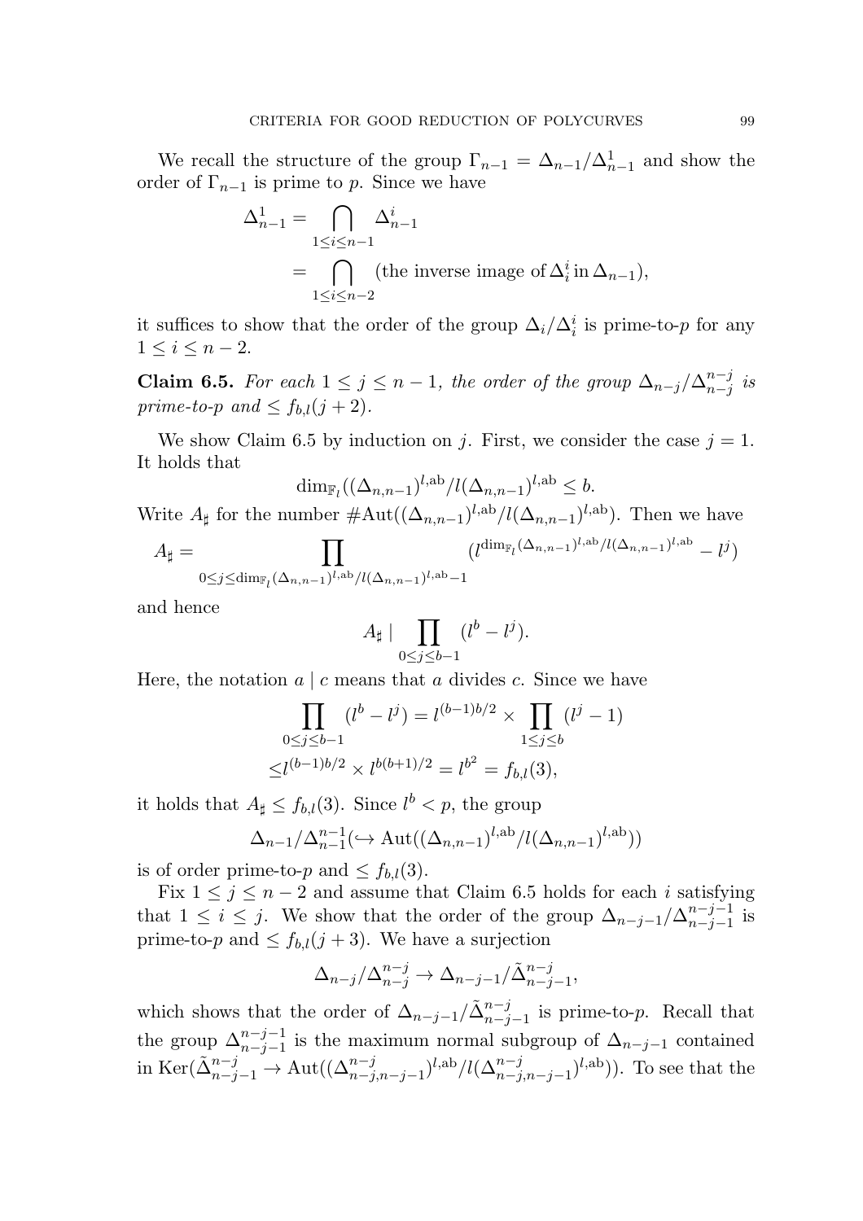We recall the structure of the group $\Gamma_{n-1} = \Delta_{n-1}/\Delta^1_{n-1}$ and show the order of $\Gamma_{n-1}$ is prime to $p$. Since we have

$$\begin{aligned}\Delta^1_{n-1} &= \bigcap_{1\le i\le n-1} \Delta^i_{n-1} \\ &= \bigcap_{1\le i\le n-2} (\text{the inverse image of}\, \Delta^i_i \,\text{in}\, \Delta_{n-1}),\end{aligned}$$

it suffices to show that the order of the group $\Delta_i/\Delta^i_i$ is prime-to-$p$ for any $1 \le i \le n-2$.

**Claim 6.5.** *For each $1 \le j \le n-1$, the order of the group $\Delta_{n-j}/\Delta^{n-j}_{n-j}$ is prime-to-$p$ and $\le f_{b,l}(j+2)$.*

We show Claim 6.5 by induction on $j$. First, we consider the case $j = 1$. It holds that

$$\dim_{\mathbb{F}_l}((\Delta_{n,n-1})^{l,\mathrm{ab}}/l(\Delta_{n,n-1})^{l,\mathrm{ab}} \le b.$$

Write $A_\sharp$ for the number $\#\mathrm{Aut}((\Delta_{n,n-1})^{l,\mathrm{ab}}/l(\Delta_{n,n-1})^{l,\mathrm{ab}})$. Then we have

$$A_\sharp = \prod_{0\le j\le \dim_{\mathbb{F}_l}(\Delta_{n,n-1})^{l,\mathrm{ab}}/l(\Delta_{n,n-1})^{l,\mathrm{ab}}-1} (l^{\dim_{\mathbb{F}_l}(\Delta_{n,n-1})^{l,\mathrm{ab}}/l(\Delta_{n,n-1})^{l,\mathrm{ab}}} - l^j)$$

and hence

$$A_\sharp \mid \prod_{0\le j\le b-1} (l^b - l^j).$$

Here, the notation $a \mid c$ means that $a$ divides $c$. Since we have

$$\begin{aligned}\prod_{0\le j\le b-1} (l^b - l^j) &= l^{(b-1)b/2} \times \prod_{1\le j\le b} (l^j - 1) \\ &\le l^{(b-1)b/2} \times l^{b(b+1)/2} = l^{b^2} = f_{b,l}(3),\end{aligned}$$

it holds that $A_\sharp \le f_{b,l}(3)$. Since $l^b < p$, the group

$$\Delta_{n-1}/\Delta^{n-1}_{n-1} (\hookrightarrow \mathrm{Aut}((\Delta_{n,n-1})^{l,\mathrm{ab}}/l(\Delta_{n,n-1})^{l,\mathrm{ab}}))$$

is of order prime-to-$p$ and $\le f_{b,l}(3)$.

Fix $1 \le j \le n-2$ and assume that Claim 6.5 holds for each $i$ satisfying that $1 \le i \le j$. We show that the order of the group $\Delta_{n-j-1}/\Delta^{n-j-1}_{n-j-1}$ is prime-to-$p$ and $\le f_{b,l}(j+3)$. We have a surjection

$$\Delta_{n-j}/\Delta^{n-j}_{n-j} \to \Delta_{n-j-1}/\tilde{\Delta}^{n-j}_{n-j-1},$$

which shows that the order of $\Delta_{n-j-1}/\tilde{\Delta}^{n-j}_{n-j-1}$ is prime-to-$p$. Recall that the group $\Delta^{n-j-1}_{n-j-1}$ is the maximum normal subgroup of $\Delta_{n-j-1}$ contained in $\mathrm{Ker}(\tilde{\Delta}^{n-j}_{n-j-1} \to \mathrm{Aut}((\Delta^{n-j}_{n-j,n-j-1})^{l,\mathrm{ab}}/l(\Delta^{n-j}_{n-j,n-j-1})^{l,\mathrm{ab}}))$. To see that the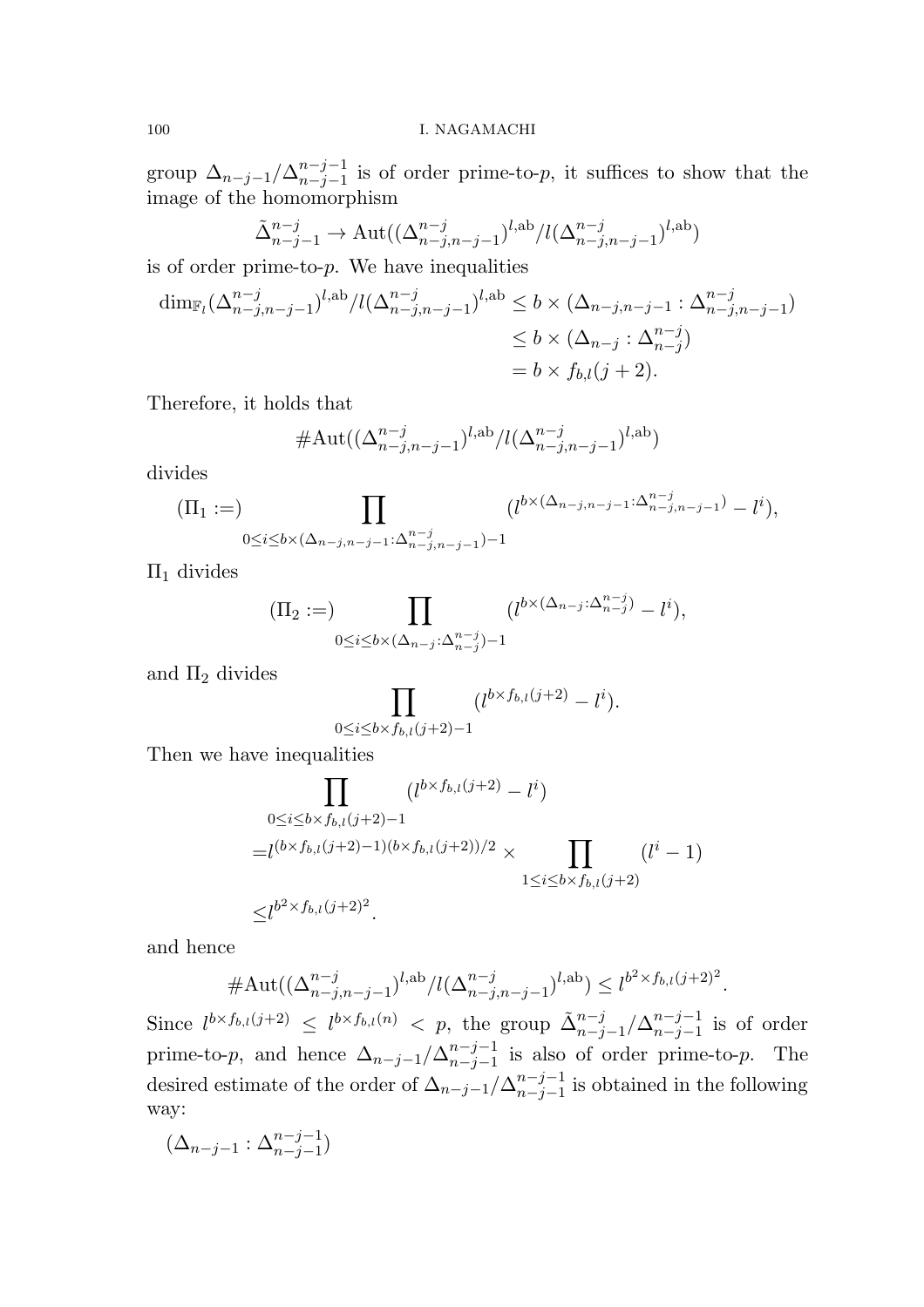group $\Delta_{n-j-1}/\Delta_{n-j-1}^{n-j-1}$ is of order prime-to-$p$, it suffices to show that the image of the homomorphism

$$\tilde{\Delta}_{n-j-1}^{n-j} \to \mathrm{Aut}((\Delta_{n-j,n-j-1}^{n-j})^{l,\mathrm{ab}}/l(\Delta_{n-j,n-j-1}^{n-j})^{l,\mathrm{ab}})$$

is of order prime-to-$p$. We have inequalities

$$\begin{aligned}
\dim_{\mathbb{F}_l}(\Delta_{n-j,n-j-1}^{n-j})^{l,\mathrm{ab}}/l(\Delta_{n-j,n-j-1}^{n-j})^{l,\mathrm{ab}} &\leq b \times (\Delta_{n-j,n-j-1} : \Delta_{n-j,n-j-1}^{n-j}) \\
&\leq b \times (\Delta_{n-j} : \Delta_{n-j}^{n-j}) \\
&= b \times f_{b,l}(j+2).
\end{aligned}$$

Therefore, it holds that

$$\#\mathrm{Aut}((\Delta_{n-j,n-j-1}^{n-j})^{l,\mathrm{ab}}/l(\Delta_{n-j,n-j-1}^{n-j})^{l,\mathrm{ab}})$$

divides

$$(\Pi_1 :=) \prod_{0 \leq i \leq b \times (\Delta_{n-j,n-j-1}:\Delta_{n-j,n-j-1}^{n-j})-1} (l^{b \times (\Delta_{n-j,n-j-1}:\Delta_{n-j,n-j-1}^{n-j})} - l^i),$$

$\Pi_1$ divides

$$(\Pi_2 :=) \prod_{0 \leq i \leq b \times (\Delta_{n-j}:\Delta_{n-j}^{n-j})-1} (l^{b \times (\Delta_{n-j}:\Delta_{n-j}^{n-j})} - l^i),$$

and $\Pi_2$ divides

$$\prod_{0 \leq i \leq b \times f_{b,l}(j+2)-1} (l^{b \times f_{b,l}(j+2)} - l^i).$$

Then we have inequalities

$$\begin{aligned}
&\prod_{0 \leq i \leq b \times f_{b,l}(j+2)-1} (l^{b \times f_{b,l}(j+2)} - l^i) \\
=&l^{(b \times f_{b,l}(j+2)-1)(b \times f_{b,l}(j+2))/2} \times \prod_{1 \leq i \leq b \times f_{b,l}(j+2)} (l^i - 1) \\
\leq&l^{b^2 \times f_{b,l}(j+2)^2}.
\end{aligned}$$

and hence

$$\#\mathrm{Aut}((\Delta_{n-j,n-j-1}^{n-j})^{l,\mathrm{ab}}/l(\Delta_{n-j,n-j-1}^{n-j})^{l,\mathrm{ab}}) \leq l^{b^2 \times f_{b,l}(j+2)^2}.$$

Since $l^{b \times f_{b,l}(j+2)} \leq l^{b \times f_{b,l}(n)} < p$, the group $\tilde{\Delta}_{n-j-1}^{n-j}/\Delta_{n-j-1}^{n-j-1}$ is of order prime-to-$p$, and hence $\Delta_{n-j-1}/\Delta_{n-j-1}^{n-j-1}$ is also of order prime-to-$p$. The desired estimate of the order of $\Delta_{n-j-1}/\Delta_{n-j-1}^{n-j-1}$ is obtained in the following way:

$(\Delta_{n-j-1} : \Delta_{n-j-1}^{n-j-1})$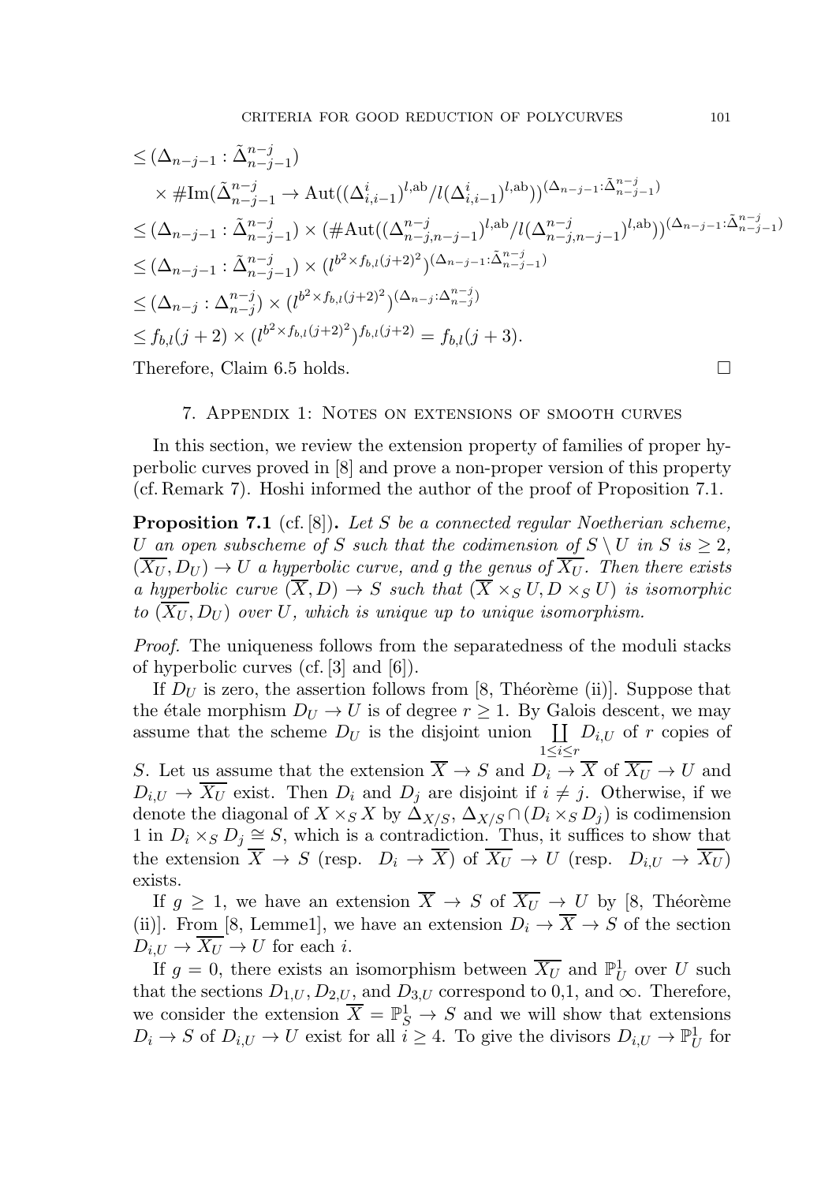$$
\begin{aligned}
&\leq (\Delta_{n-j-1} : \tilde{\Delta}^{n-j}_{n-j-1}) \\
&\quad \times \#\mathrm{Im}(\tilde{\Delta}^{n-j}_{n-j-1} \to \mathrm{Aut}((\Delta^{i}_{i,i-1})^{l,\mathrm{ab}}/l(\Delta^{i}_{i,i-1})^{l,\mathrm{ab}}))^{(\Delta_{n-j-1}:\tilde{\Delta}^{n-j}_{n-j-1})} \\
&\leq (\Delta_{n-j-1} : \tilde{\Delta}^{n-j}_{n-j-1}) \times (\#\mathrm{Aut}((\Delta^{n-j}_{n-j,n-j-1})^{l,\mathrm{ab}}/l(\Delta^{n-j}_{n-j,n-j-1})^{l,\mathrm{ab}}))^{(\Delta_{n-j-1}:\tilde{\Delta}^{n-j}_{n-j-1})} \\
&\leq (\Delta_{n-j-1} : \tilde{\Delta}^{n-j}_{n-j-1}) \times (l^{b^2 \times f_{b,l}(j+2)^2})^{(\Delta_{n-j-1}:\tilde{\Delta}^{n-j}_{n-j-1})} \\
&\leq (\Delta_{n-j} : \Delta^{n-j}_{n-j}) \times (l^{b^2 \times f_{b,l}(j+2)^2})^{(\Delta_{n-j}:\Delta^{n-j}_{n-j})} \\
&\leq f_{b,l}(j+2) \times (l^{b^2 \times f_{b,l}(j+2)^2})^{f_{b,l}(j+2)} = f_{b,l}(j+3).
\end{aligned}
$$

Therefore, Claim 6.5 holds. □

## 7. Appendix 1: Notes on extensions of smooth curves

In this section, we review the extension property of families of proper hyperbolic curves proved in [8] and prove a non-proper version of this property (cf. Remark 7). Hoshi informed the author of the proof of Proposition 7.1.

**Proposition 7.1** (cf. [8])**.** *Let $S$ be a connected regular Noetherian scheme, $U$ an open subscheme of $S$ such that the codimension of $S \setminus U$ in $S$ is $\geq 2$, $(\overline{X_U}, D_U) \to U$ a hyperbolic curve, and $g$ the genus of $\overline{X_U}$. Then there exists a hyperbolic curve $(\overline{X}, D) \to S$ such that $(\overline{X} \times_S U, D \times_S U)$ is isomorphic to $(\overline{X_U}, D_U)$ over $U$, which is unique up to unique isomorphism.*

*Proof.* The uniqueness follows from the separatedness of the moduli stacks of hyperbolic curves (cf. [3] and [6]).

If $D_U$ is zero, the assertion follows from [8, Théorème (ii)]. Suppose that the étale morphism $D_U \to U$ is of degree $r \geq 1$. By Galois descent, we may assume that the scheme $D_U$ is the disjoint union $\coprod_{1 \leq i \leq r} D_{i,U}$ of $r$ copies of $S$. Let us assume that the extension $\overline{X} \to S$ and $D_i \to \overline{X}$ of $\overline{X_U} \to U$ and $D_{i,U} \to \overline{X_U}$ exist. Then $D_i$ and $D_j$ are disjoint if $i \neq j$. Otherwise, if we denote the diagonal of $X \times_S X$ by $\Delta_{X/S}$, $\Delta_{X/S} \cap (D_i \times_S D_j)$ is codimension 1 in $D_i \times_S D_j \cong S$, which is a contradiction. Thus, it suffices to show that the extension $\overline{X} \to S$ (resp. $D_i \to \overline{X}$) of $\overline{X_U} \to U$ (resp. $D_{i,U} \to \overline{X_U}$) exists.

If $g \geq 1$, we have an extension $\overline{X} \to S$ of $\overline{X_U} \to U$ by [8, Théorème (ii)]. From [8, Lemme1], we have an extension $D_i \to \overline{X} \to S$ of the section $D_{i,U} \to \overline{X_U} \to U$ for each $i$.

If $g = 0$, there exists an isomorphism between $\overline{X_U}$ and $\mathbb{P}^1_U$ over $U$ such that the sections $D_{1,U}, D_{2,U}$, and $D_{3,U}$ correspond to 0,1, and $\infty$. Therefore, we consider the extension $\overline{X} = \mathbb{P}^1_S \to S$ and we will show that extensions $D_i \to S$ of $D_{i,U} \to U$ exist for all $i \geq 4$. To give the divisors $D_{i,U} \to \mathbb{P}^1_U$ for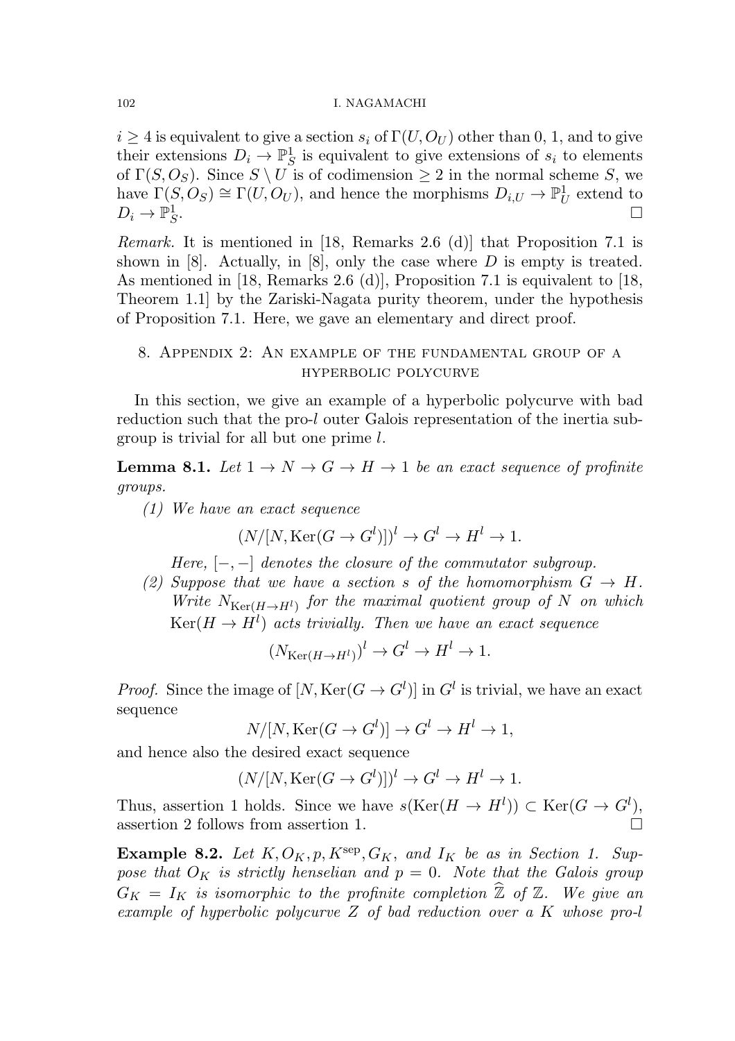$i \geq 4$ is equivalent to give a section $s_i$ of $\Gamma(U, O_U)$ other than 0, 1, and to give their extensions $D_i \to \mathbb{P}^1_S$ is equivalent to give extensions of $s_i$ to elements of $\Gamma(S, O_S)$. Since $S \setminus U$ is of codimension $\geq 2$ in the normal scheme $S$, we have $\Gamma(S, O_S) \cong \Gamma(U, O_U)$, and hence the morphisms $D_{i,U} \to \mathbb{P}^1_U$ extend to $D_i \to \mathbb{P}^1_S$. $\square$

*Remark.* It is mentioned in [18, Remarks 2.6 (d)] that Proposition 7.1 is shown in [8]. Actually, in [8], only the case where $D$ is empty is treated. As mentioned in [18, Remarks 2.6 (d)], Proposition 7.1 is equivalent to [18, Theorem 1.1] by the Zariski-Nagata purity theorem, under the hypothesis of Proposition 7.1. Here, we gave an elementary and direct proof.

## 8. Appendix 2: An example of the fundamental group of a hyperbolic polycurve

In this section, we give an example of a hyperbolic polycurve with bad reduction such that the pro-$l$ outer Galois representation of the inertia subgroup is trivial for all but one prime $l$.

**Lemma 8.1.** *Let $1 \to N \to G \to H \to 1$ be an exact sequence of profinite groups.*

*(1) We have an exact sequence*

$$(N/[N, \mathrm{Ker}(G \to G^l)])^l \to G^l \to H^l \to 1.$$

*Here, $[-,-]$ denotes the closure of the commutator subgroup.*

*(2) Suppose that we have a section $s$ of the homomorphism $G \to H$. Write $N_{\mathrm{Ker}(H \to H^l)}$ for the maximal quotient group of $N$ on which $\mathrm{Ker}(H \to H^l)$ acts trivially. Then we have an exact sequence*

$$(N_{\mathrm{Ker}(H \to H^l)})^l \to G^l \to H^l \to 1.$$

*Proof.* Since the image of $[N, \mathrm{Ker}(G \to G^l)]$ in $G^l$ is trivial, we have an exact sequence

$$N/[N, \mathrm{Ker}(G \to G^l)] \to G^l \to H^l \to 1,$$

and hence also the desired exact sequence

$$(N/[N, \mathrm{Ker}(G \to G^l)])^l \to G^l \to H^l \to 1.$$

Thus, assertion 1 holds. Since we have $s(\mathrm{Ker}(H \to H^l)) \subset \mathrm{Ker}(G \to G^l)$, assertion 2 follows from assertion 1. $\square$

**Example 8.2.** *Let $K, O_K, p, K^{\mathrm{sep}}, G_K$, and $I_K$ be as in Section 1. Suppose that $O_K$ is strictly henselian and $p = 0$. Note that the Galois group $G_K = I_K$ is isomorphic to the profinite completion $\widehat{\mathbb{Z}}$ of $\mathbb{Z}$. We give an example of hyperbolic polycurve $Z$ of bad reduction over a $K$ whose pro-$l$*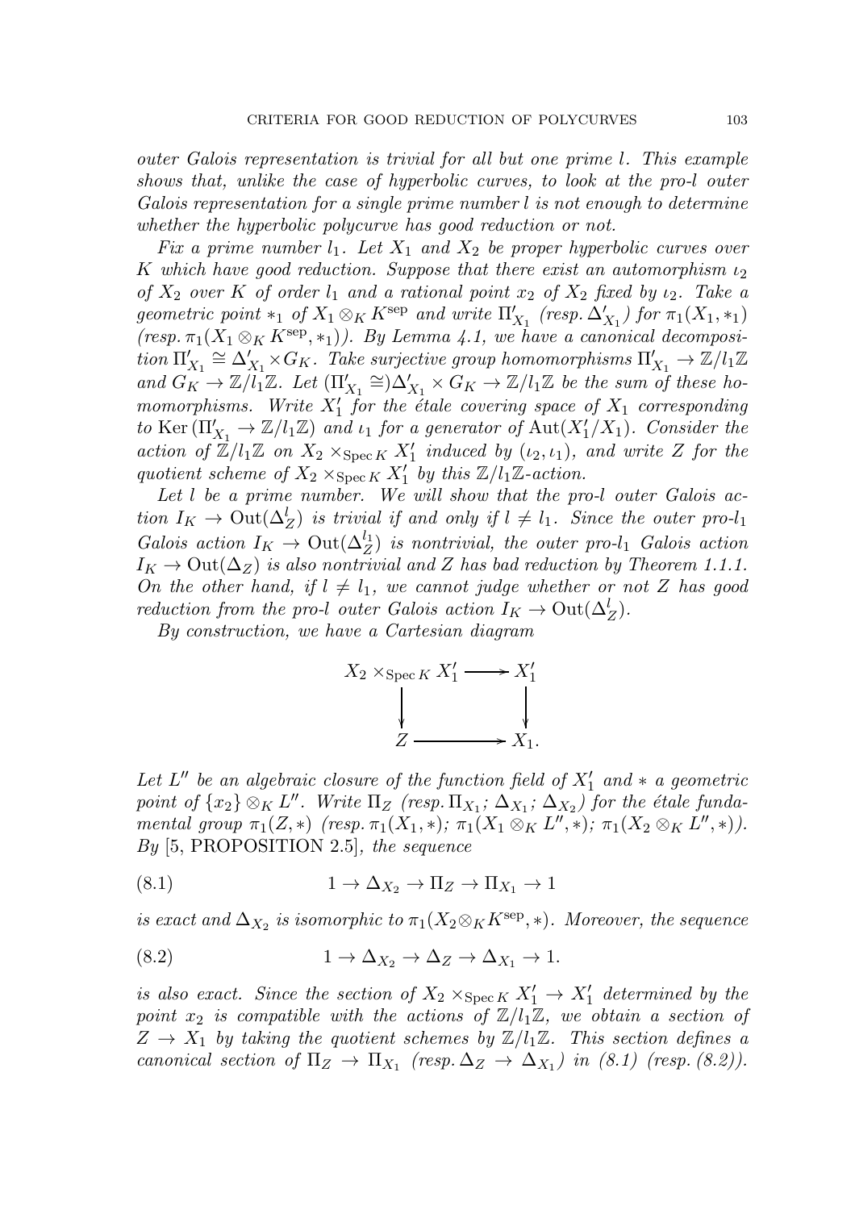*outer Galois representation is trivial for all but one prime $l$. This example shows that, unlike the case of hyperbolic curves, to look at the pro-$l$ outer Galois representation for a single prime number $l$ is not enough to determine whether the hyperbolic polycurve has good reduction or not.*

*Fix a prime number $l_1$. Let $X_1$ and $X_2$ be proper hyperbolic curves over $K$ which have good reduction. Suppose that there exist an automorphism $\iota_2$ of $X_2$ over $K$ of order $l_1$ and a rational point $x_2$ of $X_2$ fixed by $\iota_2$. Take a geometric point $*_1$ of $X_1 \otimes_K K^{\mathrm{sep}}$ and write $\Pi'_{X_1}$ (resp. $\Delta'_{X_1}$) for $\pi_1(X_1, *_1)$ (resp. $\pi_1(X_1 \otimes_K K^{\mathrm{sep}}, *_1)$). By Lemma 4.1, we have a canonical decomposition $\Pi'_{X_1} \cong \Delta'_{X_1} \times G_K$. Take surjective group homomorphisms $\Pi'_{X_1} \to \mathbb{Z}/l_1\mathbb{Z}$ and $G_K \to \mathbb{Z}/l_1\mathbb{Z}$. Let $(\Pi'_{X_1} \cong)\Delta'_{X_1} \times G_K \to \mathbb{Z}/l_1\mathbb{Z}$ be the sum of these homomorphisms. Write $X'_1$ for the étale covering space of $X_1$ corresponding to $\mathrm{Ker}\,(\Pi'_{X_1} \to \mathbb{Z}/l_1\mathbb{Z})$ and $\iota_1$ for a generator of $\mathrm{Aut}(X'_1/X_1)$. Consider the action of $\mathbb{Z}/l_1\mathbb{Z}$ on $X_2 \times_{\mathrm{Spec}\,K} X'_1$ induced by $(\iota_2, \iota_1)$, and write $Z$ for the quotient scheme of $X_2 \times_{\mathrm{Spec}\,K} X'_1$ by this $\mathbb{Z}/l_1\mathbb{Z}$-action.*

*Let $l$ be a prime number. We will show that the pro-$l$ outer Galois action $I_K \to \mathrm{Out}(\Delta_Z^l)$ is trivial if and only if $l \neq l_1$. Since the outer pro-$l_1$ Galois action $I_K \to \mathrm{Out}(\Delta_Z^{l_1})$ is nontrivial, the outer pro-$l_1$ Galois action $I_K \to \mathrm{Out}(\Delta_Z)$ is also nontrivial and $Z$ has bad reduction by Theorem 1.1.1. On the other hand, if $l \neq l_1$, we cannot judge whether or not $Z$ has good reduction from the pro-$l$ outer Galois action $I_K \to \mathrm{Out}(\Delta_Z^l)$.*

*By construction, we have a Cartesian diagram*

$$\begin{array}{ccc} X_2 \times_{\mathrm{Spec}\,K} X'_1 & \longrightarrow & X'_1 \\ \downarrow & & \downarrow \\ Z & \longrightarrow & X_1. \end{array}$$

*Let $L''$ be an algebraic closure of the function field of $X'_1$ and $*$ a geometric point of $\{x_2\} \otimes_K L''$. Write $\Pi_Z$ (resp. $\Pi_{X_1}$; $\Delta_{X_1}$; $\Delta_{X_2}$) for the étale fundamental group $\pi_1(Z, *)$ (resp. $\pi_1(X_1, *)$; $\pi_1(X_1 \otimes_K L'', *)$; $\pi_1(X_2 \otimes_K L'', *)$). By* [5, PROPOSITION 2.5]*, the sequence*

$$1 \to \Delta_{X_2} \to \Pi_Z \to \Pi_{X_1} \to 1 \tag{8.1}$$

*is exact and $\Delta_{X_2}$ is isomorphic to $\pi_1(X_2 \otimes_K K^{\mathrm{sep}}, *)$. Moreover, the sequence*

$$1 \to \Delta_{X_2} \to \Delta_Z \to \Delta_{X_1} \to 1. \tag{8.2}$$

*is also exact. Since the section of $X_2 \times_{\mathrm{Spec}\,K} X'_1 \to X'_1$ determined by the point $x_2$ is compatible with the actions of $\mathbb{Z}/l_1\mathbb{Z}$, we obtain a section of $Z \to X_1$ by taking the quotient schemes by $\mathbb{Z}/l_1\mathbb{Z}$. This section defines a canonical section of $\Pi_Z \to \Pi_{X_1}$ (resp. $\Delta_Z \to \Delta_{X_1}$) in (8.1) (resp. (8.2)).*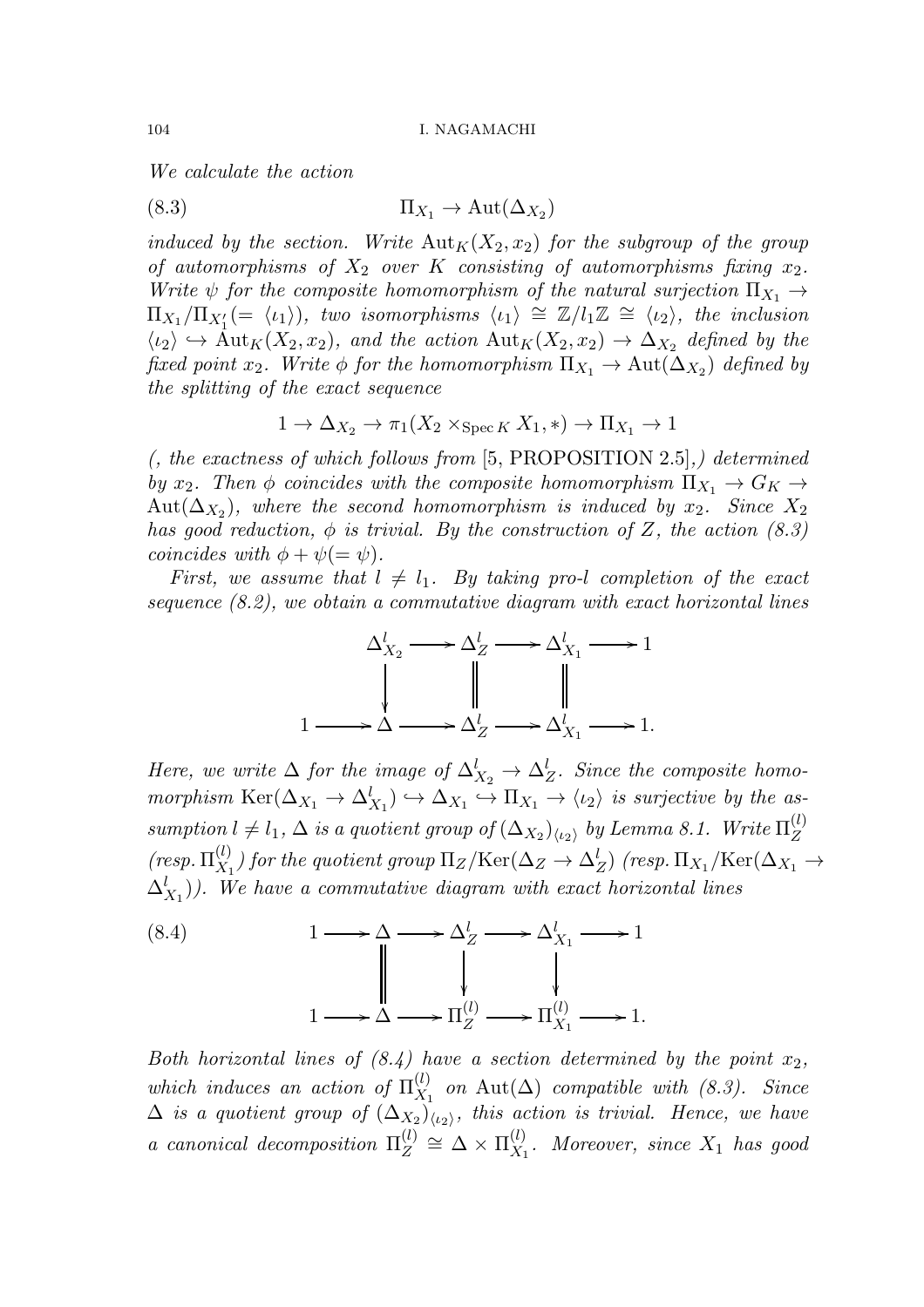*We calculate the action*

$$\Pi_{X_1} \to \mathrm{Aut}(\Delta_{X_2}) \tag{8.3}$$

*induced by the section. Write $\mathrm{Aut}_K(X_2, x_2)$ for the subgroup of the group of automorphisms of $X_2$ over $K$ consisting of automorphisms fixing $x_2$. Write $\psi$ for the composite homomorphism of the natural surjection $\Pi_{X_1} \to \Pi_{X_1}/\Pi_{X_1'}(= \langle \iota_1 \rangle)$, two isomorphisms $\langle \iota_1 \rangle \cong \mathbb{Z}/l_1\mathbb{Z} \cong \langle \iota_2 \rangle$, the inclusion $\langle \iota_2 \rangle \hookrightarrow \mathrm{Aut}_K(X_2, x_2)$, and the action $\mathrm{Aut}_K(X_2, x_2) \to \Delta_{X_2}$ defined by the fixed point $x_2$. Write $\phi$ for the homomorphism $\Pi_{X_1} \to \mathrm{Aut}(\Delta_{X_2})$ defined by the splitting of the exact sequence*

$$1 \to \Delta_{X_2} \to \pi_1(X_2 \times_{\mathrm{Spec}\, K} X_1, *) \to \Pi_{X_1} \to 1$$

*(, the exactness of which follows from* [5, PROPOSITION 2.5]*,) determined by $x_2$. Then $\phi$ coincides with the composite homomorphism $\Pi_{X_1} \to G_K \to \mathrm{Aut}(\Delta_{X_2})$, where the second homomorphism is induced by $x_2$. Since $X_2$ has good reduction, $\phi$ is trivial. By the construction of $Z$, the action (8.3) coincides with $\phi + \psi (= \psi)$.*

*First, we assume that $l \neq l_1$. By taking pro-l completion of the exact sequence (8.2), we obtain a commutative diagram with exact horizontal lines*

$$\begin{array}{ccccccc}
 & \Delta^l_{X_2} & \longrightarrow & \Delta^l_Z & \longrightarrow & \Delta^l_{X_1} & \longrightarrow 1 \\
 & \downarrow & & \| & & \| & \\
1 \longrightarrow & \Delta & \longrightarrow & \Delta^l_Z & \longrightarrow & \Delta^l_{X_1} & \longrightarrow 1.
\end{array}$$

*Here, we write $\Delta$ for the image of $\Delta^l_{X_2} \to \Delta^l_Z$. Since the composite homomorphism $\mathrm{Ker}(\Delta_{X_1} \to \Delta^l_{X_1}) \hookrightarrow \Delta_{X_1} \hookrightarrow \Pi_{X_1} \to \langle \iota_2 \rangle$ is surjective by the assumption $l \neq l_1$, $\Delta$ is a quotient group of $(\Delta_{X_2})_{\langle \iota_2 \rangle}$ by Lemma 8.1. Write $\Pi^{(l)}_Z$ (resp. $\Pi^{(l)}_{X_1}$) for the quotient group $\Pi_Z/\mathrm{Ker}(\Delta_Z \to \Delta^l_Z)$ (resp. $\Pi_{X_1}/\mathrm{Ker}(\Delta_{X_1} \to \Delta^l_{X_1})$). We have a commutative diagram with exact horizontal lines*

$$\begin{array}{ccccccccc}
1 & \longrightarrow & \Delta & \longrightarrow & \Delta^l_Z & \longrightarrow & \Delta^l_{X_1} & \longrightarrow & 1 \\
 & & \| & & \downarrow & & \downarrow & & \\
1 & \longrightarrow & \Delta & \longrightarrow & \Pi^{(l)}_Z & \longrightarrow & \Pi^{(l)}_{X_1} & \longrightarrow & 1.
\end{array} \tag{8.4}$$

*Both horizontal lines of (8.4) have a section determined by the point $x_2$, which induces an action of $\Pi^{(l)}_{X_1}$ on $\mathrm{Aut}(\Delta)$ compatible with (8.3). Since $\Delta$ is a quotient group of $(\Delta_{X_2})_{\langle \iota_2 \rangle}$, this action is trivial. Hence, we have a canonical decomposition $\Pi^{(l)}_Z \cong \Delta \times \Pi^{(l)}_{X_1}$. Moreover, since $X_1$ has good*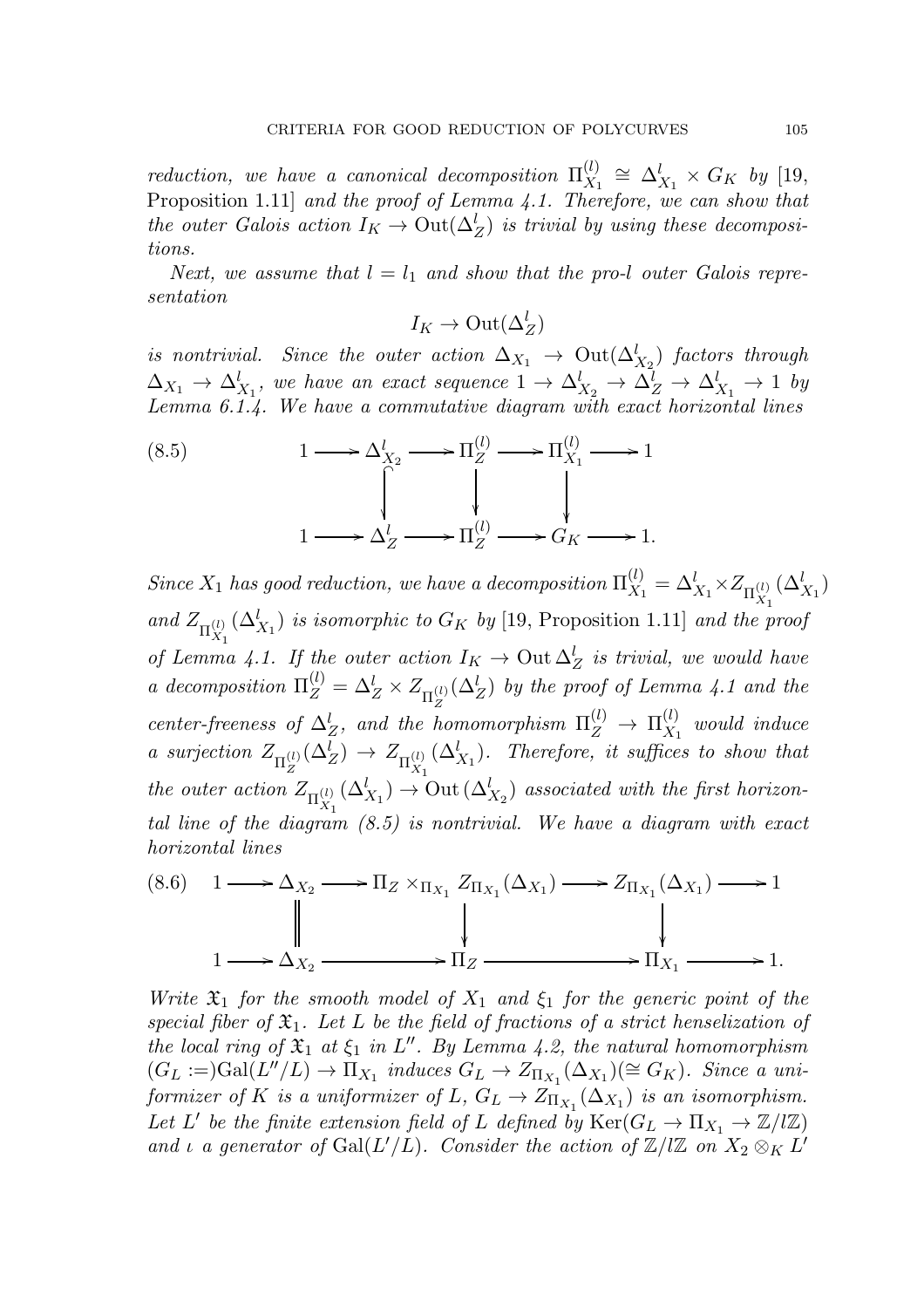*reduction, we have a canonical decomposition* $\Pi_{X_1}^{(l)} \cong \Delta_{X_1}^{l} \times G_K$ *by* [19, Proposition 1.11] *and the proof of Lemma 4.1. Therefore, we can show that the outer Galois action* $I_K \to \mathrm{Out}(\Delta_Z^l)$ *is trivial by using these decompositions.*

*Next, we assume that* $l = l_1$ *and show that the pro-l outer Galois representation*

$$I_K \to \mathrm{Out}(\Delta_Z^l)$$

*is nontrivial. Since the outer action* $\Delta_{X_1} \to \mathrm{Out}(\Delta_{X_2}^l)$ *factors through* $\Delta_{X_1} \to \Delta_{X_1}^l$*, we have an exact sequence* $1 \to \Delta_{X_2}^l \to \Delta_Z^l \to \Delta_{X_1}^l \to 1$ *by Lemma 6.1.4. We have a commutative diagram with exact horizontal lines*

$$\begin{array}{ccccccccc} 1 & \longrightarrow & \Delta_{X_2}^l & \longrightarrow & \Pi_Z^{(l)} & \longrightarrow & \Pi_{X_1}^{(l)} & \longrightarrow & 1 \\ & & \big\downarrow & & \big\downarrow & & \big\downarrow & & \\ 1 & \longrightarrow & \Delta_Z^l & \longrightarrow & \Pi_Z^{(l)} & \longrightarrow & G_K & \longrightarrow & 1. \end{array} \tag{8.5}$$

*Since* $X_1$ *has good reduction, we have a decomposition* $\Pi_{X_1}^{(l)} = \Delta_{X_1}^l \times Z_{\Pi_{X_1}^{(l)}}(\Delta_{X_1}^l)$ *and* $Z_{\Pi_{X_1}^{(l)}}(\Delta_{X_1}^l)$ *is isomorphic to* $G_K$ *by* [19, Proposition 1.11] *and the proof of Lemma 4.1. If the outer action* $I_K \to \mathrm{Out}\,\Delta_Z^l$ *is trivial, we would have a decomposition* $\Pi_Z^{(l)} = \Delta_Z^l \times Z_{\Pi_Z^{(l)}}(\Delta_Z^l)$ *by the proof of Lemma 4.1 and the center-freeness of* $\Delta_Z^l$*, and the homomorphism* $\Pi_Z^{(l)} \to \Pi_{X_1}^{(l)}$ *would induce a surjection* $Z_{\Pi_Z^{(l)}}(\Delta_Z^l) \to Z_{\Pi_{X_1}^{(l)}}(\Delta_{X_1}^l)$*. Therefore, it suffices to show that the outer action* $Z_{\Pi_{X_1}^{(l)}}(\Delta_{X_1}^l) \to \mathrm{Out}\,(\Delta_{X_2}^l)$ *associated with the first horizontal line of the diagram (8.5) is nontrivial. We have a diagram with exact horizontal lines*

$$\begin{array}{ccccccccc} 1 & \longrightarrow & \Delta_{X_2} & \longrightarrow & \Pi_Z \times_{\Pi_{X_1}} Z_{\Pi_{X_1}}(\Delta_{X_1}) & \longrightarrow & Z_{\Pi_{X_1}}(\Delta_{X_1}) & \longrightarrow & 1 \\ & & \big\| & & \big\downarrow & & \big\downarrow & & \\ 1 & \longrightarrow & \Delta_{X_2} & \longrightarrow & \Pi_Z & \longrightarrow & \Pi_{X_1} & \longrightarrow & 1. \end{array} \tag{8.6}$$

*Write* $\mathfrak{X}_1$ *for the smooth model of* $X_1$ *and* $\xi_1$ *for the generic point of the special fiber of* $\mathfrak{X}_1$*. Let* $L$ *be the field of fractions of a strict henselization of the local ring of* $\mathfrak{X}_1$ *at* $\xi_1$ *in* $L''$*. By Lemma 4.2, the natural homomorphism* $(G_L :=)\mathrm{Gal}(L''/L) \to \Pi_{X_1}$ *induces* $G_L \to Z_{\Pi_{X_1}}(\Delta_{X_1}) (\cong G_K)$*. Since a uniformizer of* $K$ *is a uniformizer of* $L$*,* $G_L \to Z_{\Pi_{X_1}}(\Delta_{X_1})$ *is an isomorphism. Let* $L'$ *be the finite extension field of* $L$ *defined by* $\mathrm{Ker}(G_L \to \Pi_{X_1} \to \mathbb{Z}/l\mathbb{Z})$ *and* $\iota$ *a generator of* $\mathrm{Gal}(L'/L)$*. Consider the action of* $\mathbb{Z}/l\mathbb{Z}$ *on* $X_2 \otimes_K L'$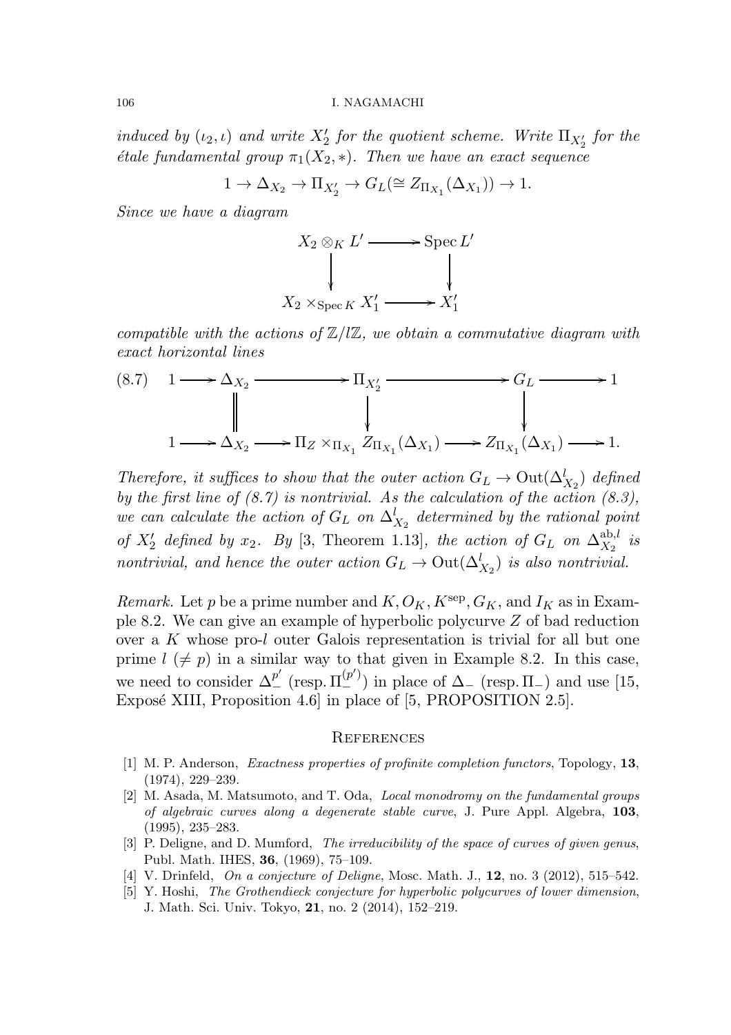*induced by $(\iota_2, \iota)$ and write $X_2'$ for the quotient scheme. Write $\Pi_{X_2'}$ for the étale fundamental group $\pi_1(X_2, *)$. Then we have an exact sequence*

$$1 \to \Delta_{X_2} \to \Pi_{X_2'} \to G_L (\cong Z_{\Pi_{X_1}}(\Delta_{X_1})) \to 1.$$

*Since we have a diagram*

$$\begin{array}{ccc} X_2 \otimes_K L' & \longrightarrow & \operatorname{Spec} L' \\ \downarrow & & \downarrow \\ X_2 \times_{\operatorname{Spec} K} X_1' & \longrightarrow & X_1' \end{array}$$

*compatible with the actions of $\mathbb{Z}/l\mathbb{Z}$, we obtain a commutative diagram with exact horizontal lines*

$$(8.7) \quad \begin{array}{ccccccccc} 1 & \longrightarrow & \Delta_{X_2} & \longrightarrow & \Pi_{X_2'} & \longrightarrow & G_L & \longrightarrow & 1 \\ & & \| & & \downarrow & & \downarrow & & \\ 1 & \longrightarrow & \Delta_{X_2} & \longrightarrow & \Pi_Z \times_{\Pi_{X_1}} Z_{\Pi_{X_1}}(\Delta_{X_1}) & \longrightarrow & Z_{\Pi_{X_1}}(\Delta_{X_1}) & \longrightarrow & 1. \end{array}$$

*Therefore, it suffices to show that the outer action $G_L \to \operatorname{Out}(\Delta_{X_2}^l)$ defined by the first line of (8.7) is nontrivial. As the calculation of the action (8.3), we can calculate the action of $G_L$ on $\Delta_{X_2}^l$ determined by the rational point of $X_2'$ defined by $x_2$. By [3, Theorem 1.13], the action of $G_L$ on $\Delta_{X_2}^{\mathrm{ab},l}$ is nontrivial, and hence the outer action $G_L \to \operatorname{Out}(\Delta_{X_2}^l)$ is also nontrivial.*

*Remark.* Let $p$ be a prime number and $K, O_K, K^{\mathrm{sep}}, G_K$, and $I_K$ as in Example 8.2. We can give an example of hyperbolic polycurve $Z$ of bad reduction over a $K$ whose pro-$l$ outer Galois representation is trivial for all but one prime $l$ ($\neq p$) in a similar way to that given in Example 8.2. In this case, we need to consider $\Delta_-^{p'}$ (resp. $\Pi_-^{(p')}$) in place of $\Delta_-$ (resp. $\Pi_-$) and use [15, Exposé XIII, Proposition 4.6] in place of [5, PROPOSITION 2.5].

## References

[1] M. P. Anderson, *Exactness properties of profinite completion functors*, Topology, **13**, (1974), 229–239.

[2] M. Asada, M. Matsumoto, and T. Oda, *Local monodromy on the fundamental groups of algebraic curves along a degenerate stable curve*, J. Pure Appl. Algebra, **103**, (1995), 235–283.

[3] P. Deligne, and D. Mumford, *The irreducibility of the space of curves of given genus*, Publ. Math. IHES, **36**, (1969), 75–109.

[4] V. Drinfeld, *On a conjecture of Deligne*, Mosc. Math. J., **12**, no. 3 (2012), 515–542.

[5] Y. Hoshi, *The Grothendieck conjecture for hyperbolic polycurves of lower dimension*, J. Math. Sci. Univ. Tokyo, **21**, no. 2 (2014), 152–219.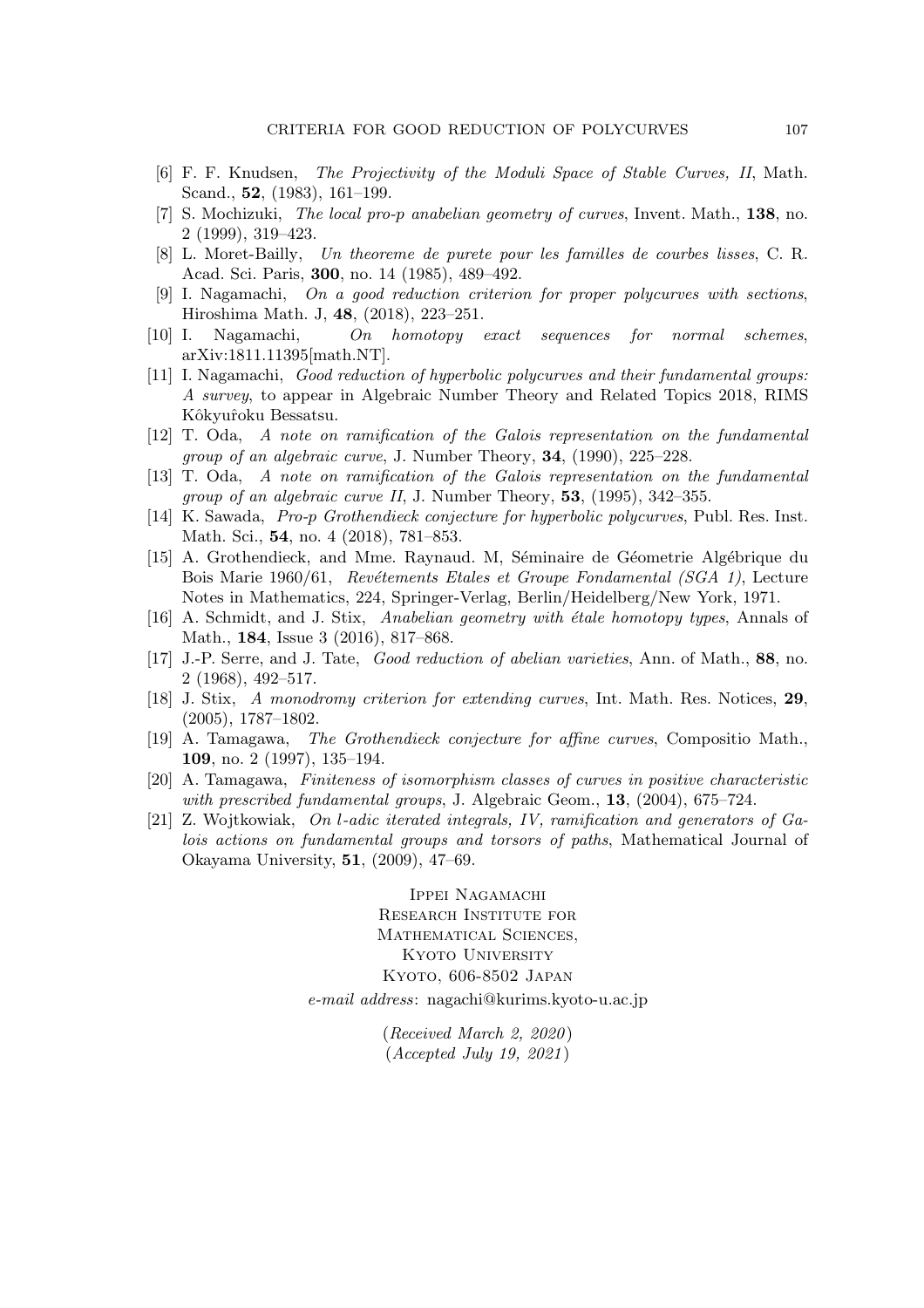[6] F. F. Knudsen, *The Projectivity of the Moduli Space of Stable Curves, II*, Math. Scand., **52**, (1983), 161–199.

[7] S. Mochizuki, *The local pro-p anabelian geometry of curves*, Invent. Math., **138**, no. 2 (1999), 319–423.

[8] L. Moret-Bailly, *Un theoreme de purete pour les familles de courbes lisses*, C. R. Acad. Sci. Paris, **300**, no. 14 (1985), 489–492.

[9] I. Nagamachi, *On a good reduction criterion for proper polycurves with sections*, Hiroshima Math. J, **48**, (2018), 223–251.

[10] I. Nagamachi, *On homotopy exact sequences for normal schemes*, arXiv:1811.11395[math.NT].

[11] I. Nagamachi, *Good reduction of hyperbolic polycurves and their fundamental groups: A survey*, to appear in Algebraic Number Theory and Related Topics 2018, RIMS Kôkyuˆroku Bessatsu.

[12] T. Oda, *A note on ramification of the Galois representation on the fundamental group of an algebraic curve*, J. Number Theory, **34**, (1990), 225–228.

[13] T. Oda, *A note on ramification of the Galois representation on the fundamental group of an algebraic curve II*, J. Number Theory, **53**, (1995), 342–355.

[14] K. Sawada, *Pro-p Grothendieck conjecture for hyperbolic polycurves*, Publ. Res. Inst. Math. Sci., **54**, no. 4 (2018), 781–853.

[15] A. Grothendieck, and Mme. Raynaud. M, Séminaire de Géometrie Algébrique du Bois Marie 1960/61, *Revétements Etales et Groupe Fondamental (SGA 1)*, Lecture Notes in Mathematics, 224, Springer-Verlag, Berlin/Heidelberg/New York, 1971.

[16] A. Schmidt, and J. Stix, *Anabelian geometry with étale homotopy types*, Annals of Math., **184**, Issue 3 (2016), 817–868.

[17] J.-P. Serre, and J. Tate, *Good reduction of abelian varieties*, Ann. of Math., **88**, no. 2 (1968), 492–517.

[18] J. Stix, *A monodromy criterion for extending curves*, Int. Math. Res. Notices, **29**, (2005), 1787–1802.

[19] A. Tamagawa, *The Grothendieck conjecture for affine curves*, Compositio Math., **109**, no. 2 (1997), 135–194.

[20] A. Tamagawa, *Finiteness of isomorphism classes of curves in positive characteristic with prescribed fundamental groups*, J. Algebraic Geom., **13**, (2004), 675–724.

[21] Z. Wojtkowiak, *On l-adic iterated integrals, IV, ramification and generators of Galois actions on fundamental groups and torsors of paths*, Mathematical Journal of Okayama University, **51**, (2009), 47–69.

Ippei Nagamachi
Research Institute for
Mathematical Sciences,
Kyoto University
Kyoto, 606-8502 Japan
*e-mail address*: nagachi@kurims.kyoto-u.ac.jp

(*Received March 2, 2020*)
(*Accepted July 19, 2021*)